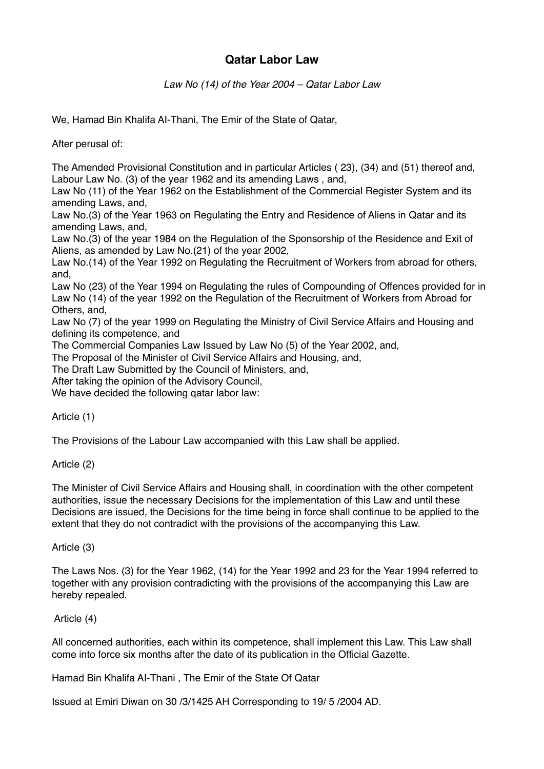# Qatar Labor Law

*Law No (14) of the Year 2004 – Qatar Labor Law*

We, Hamad Bin Khalifa Al-Thani, The Emir of the State of Qatar,

After perusal of:

The Amended Provisional Constitution and in particular Articles ( 23), (34) and (51) thereof and,
Labour Law No. (3) of the year 1962 and its amending Laws , and,
Law No (11) of the Year 1962 on the Establishment of the Commercial Register System and its amending Laws, and,
Law No.(3) of the Year 1963 on Regulating the Entry and Residence of Aliens in Qatar and its amending Laws, and,
Law No.(3) of the year 1984 on the Regulation of the Sponsorship of the Residence and Exit of Aliens, as amended by Law No.(21) of the year 2002,
Law No.(14) of the Year 1992 on Regulating the Recruitment of Workers from abroad for others, and,
Law No (23) of the Year 1994 on Regulating the rules of Compounding of Offences provided for in Law No (14) of the year 1992 on the Regulation of the Recruitment of Workers from Abroad for Others, and,
Law No (7) of the year 1999 on Regulating the Ministry of Civil Service Affairs and Housing and defining its competence, and
The Commercial Companies Law Issued by Law No (5) of the Year 2002, and,
The Proposal of the Minister of Civil Service Affairs and Housing, and,
The Draft Law Submitted by the Council of Ministers, and,
After taking the opinion of the Advisory Council,
We have decided the following qatar labor law:

Article (1)

The Provisions of the Labour Law accompanied with this Law shall be applied.

Article (2)

The Minister of Civil Service Affairs and Housing shall, in coordination with the other competent authorities, issue the necessary Decisions for the implementation of this Law and until these Decisions are issued, the Decisions for the time being in force shall continue to be applied to the extent that they do not contradict with the provisions of the accompanying this Law.

Article (3)

The Laws Nos. (3) for the Year 1962, (14) for the Year 1992 and 23 for the Year 1994 referred to together with any provision contradicting with the provisions of the accompanying this Law are hereby repealed.

Article (4)

All concerned authorities, each within its competence, shall implement this Law. This Law shall come into force six months after the date of its publication in the Official Gazette.

Hamad Bin Khalifa Al-Thani , The Emir of the State Of Qatar

Issued at Emiri Diwan on 30 /3/1425 AH Corresponding to 19/ 5 /2004 AD.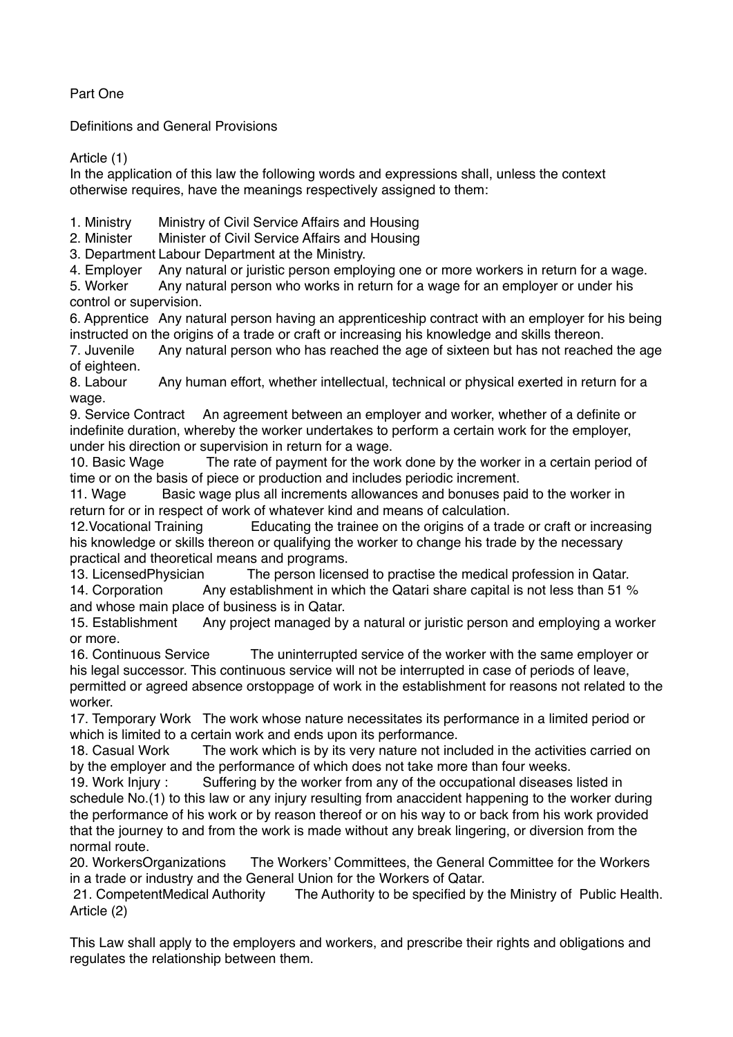Part One

Definitions and General Provisions

Article (1)

In the application of this law the following words and expressions shall, unless the context otherwise requires, have the meanings respectively assigned to them:

1. Ministry Ministry of Civil Service Affairs and Housing
2. Minister Minister of Civil Service Affairs and Housing
3. Department Labour Department at the Ministry.
4. Employer Any natural or juristic person employing one or more workers in return for a wage.
5. Worker Any natural person who works in return for a wage for an employer or under his control or supervision.
6. Apprentice Any natural person having an apprenticeship contract with an employer for his being instructed on the origins of a trade or craft or increasing his knowledge and skills thereon.
7. Juvenile Any natural person who has reached the age of sixteen but has not reached the age of eighteen.
8. Labour Any human effort, whether intellectual, technical or physical exerted in return for a wage.
9. Service Contract An agreement between an employer and worker, whether of a definite or indefinite duration, whereby the worker undertakes to perform a certain work for the employer, under his direction or supervision in return for a wage.
10. Basic Wage The rate of payment for the work done by the worker in a certain period of time or on the basis of piece or production and includes periodic increment.
11. Wage Basic wage plus all increments allowances and bonuses paid to the worker in return for or in respect of work of whatever kind and means of calculation.
12. Vocational Training Educating the trainee on the origins of a trade or craft or increasing his knowledge or skills thereon or qualifying the worker to change his trade by the necessary practical and theoretical means and programs.
13. LicensedPhysician The person licensed to practise the medical profession in Qatar.
14. Corporation Any establishment in which the Qatari share capital is not less than 51 % and whose main place of business is in Qatar.
15. Establishment Any project managed by a natural or juristic person and employing a worker or more.
16. Continuous Service The uninterrupted service of the worker with the same employer or his legal successor. This continuous service will not be interrupted in case of periods of leave, permitted or agreed absence orstoppage of work in the establishment for reasons not related to the worker.
17. Temporary Work The work whose nature necessitates its performance in a limited period or which is limited to a certain work and ends upon its performance.
18. Casual Work The work which is by its very nature not included in the activities carried on by the employer and the performance of which does not take more than four weeks.
19. Work Injury : Suffering by the worker from any of the occupational diseases listed in schedule No.(1) to this law or any injury resulting from anaccident happening to the worker during the performance of his work or by reason thereof or on his way to or back from his work provided that the journey to and from the work is made without any break lingering, or diversion from the normal route.
20. WorkersOrganizations The Workers' Committees, the General Committee for the Workers in a trade or industry and the General Union for the Workers of Qatar.
21. CompetentMedical Authority The Authority to be specified by the Ministry of Public Health.

Article (2)

This Law shall apply to the employers and workers, and prescribe their rights and obligations and regulates the relationship between them.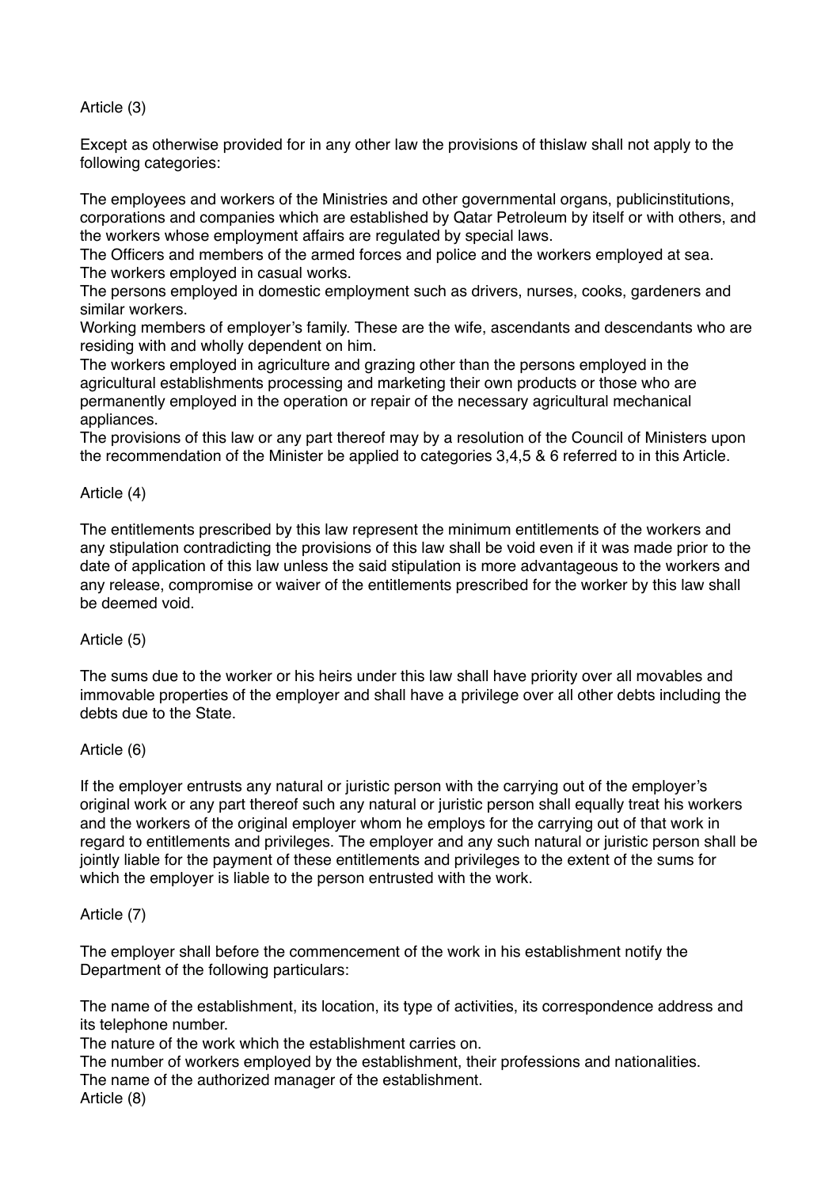Article (3)

Except as otherwise provided for in any other law the provisions of thislaw shall not apply to the following categories:

The employees and workers of the Ministries and other governmental organs, publicinstitutions, corporations and companies which are established by Qatar Petroleum by itself or with others, and the workers whose employment affairs are regulated by special laws.
The Officers and members of the armed forces and police and the workers employed at sea.
The workers employed in casual works.
The persons employed in domestic employment such as drivers, nurses, cooks, gardeners and similar workers.
Working members of employer's family. These are the wife, ascendants and descendants who are residing with and wholly dependent on him.
The workers employed in agriculture and grazing other than the persons employed in the agricultural establishments processing and marketing their own products or those who are permanently employed in the operation or repair of the necessary agricultural mechanical appliances.
The provisions of this law or any part thereof may by a resolution of the Council of Ministers upon the recommendation of the Minister be applied to categories 3,4,5 & 6 referred to in this Article.

Article (4)

The entitlements prescribed by this law represent the minimum entitlements of the workers and any stipulation contradicting the provisions of this law shall be void even if it was made prior to the date of application of this law unless the said stipulation is more advantageous to the workers and any release, compromise or waiver of the entitlements prescribed for the worker by this law shall be deemed void.

Article (5)

The sums due to the worker or his heirs under this law shall have priority over all movables and immovable properties of the employer and shall have a privilege over all other debts including the debts due to the State.

Article (6)

If the employer entrusts any natural or juristic person with the carrying out of the employer's original work or any part thereof such any natural or juristic person shall equally treat his workers and the workers of the original employer whom he employs for the carrying out of that work in regard to entitlements and privileges. The employer and any such natural or juristic person shall be jointly liable for the payment of these entitlements and privileges to the extent of the sums for which the employer is liable to the person entrusted with the work.

Article (7)

The employer shall before the commencement of the work in his establishment notify the Department of the following particulars:

The name of the establishment, its location, its type of activities, its correspondence address and its telephone number.
The nature of the work which the establishment carries on.
The number of workers employed by the establishment, their professions and nationalities.
The name of the authorized manager of the establishment.

Article (8)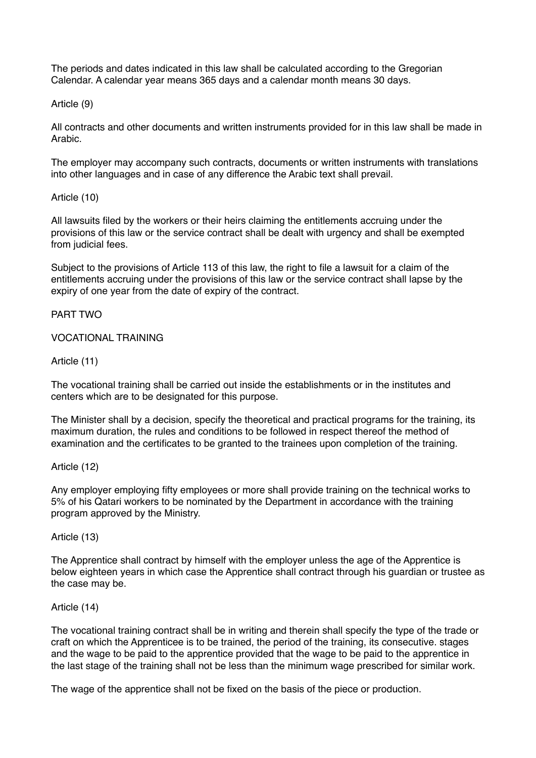The periods and dates indicated in this law shall be calculated according to the Gregorian Calendar. A calendar year means 365 days and a calendar month means 30 days.

Article (9)

All contracts and other documents and written instruments provided for in this law shall be made in Arabic.

The employer may accompany such contracts, documents or written instruments with translations into other languages and in case of any difference the Arabic text shall prevail.

Article (10)

All lawsuits filed by the workers or their heirs claiming the entitlements accruing under the provisions of this law or the service contract shall be dealt with urgency and shall be exempted from judicial fees.

Subject to the provisions of Article 113 of this law, the right to file a lawsuit for a claim of the entitlements accruing under the provisions of this law or the service contract shall lapse by the expiry of one year from the date of expiry of the contract.

## PART TWO

## VOCATIONAL TRAINING

Article (11)

The vocational training shall be carried out inside the establishments or in the institutes and centers which are to be designated for this purpose.

The Minister shall by a decision, specify the theoretical and practical programs for the training, its maximum duration, the rules and conditions to be followed in respect thereof the method of examination and the certificates to be granted to the trainees upon completion of the training.

Article (12)

Any employer employing fifty employees or more shall provide training on the technical works to 5% of his Qatari workers to be nominated by the Department in accordance with the training program approved by the Ministry.

Article (13)

The Apprentice shall contract by himself with the employer unless the age of the Apprentice is below eighteen years in which case the Apprentice shall contract through his guardian or trustee as the case may be.

Article (14)

The vocational training contract shall be in writing and therein shall specify the type of the trade or craft on which the Apprenticee is to be trained, the period of the training, its consecutive. stages and the wage to be paid to the apprentice provided that the wage to be paid to the apprentice in the last stage of the training shall not be less than the minimum wage prescribed for similar work.

The wage of the apprentice shall not be fixed on the basis of the piece or production.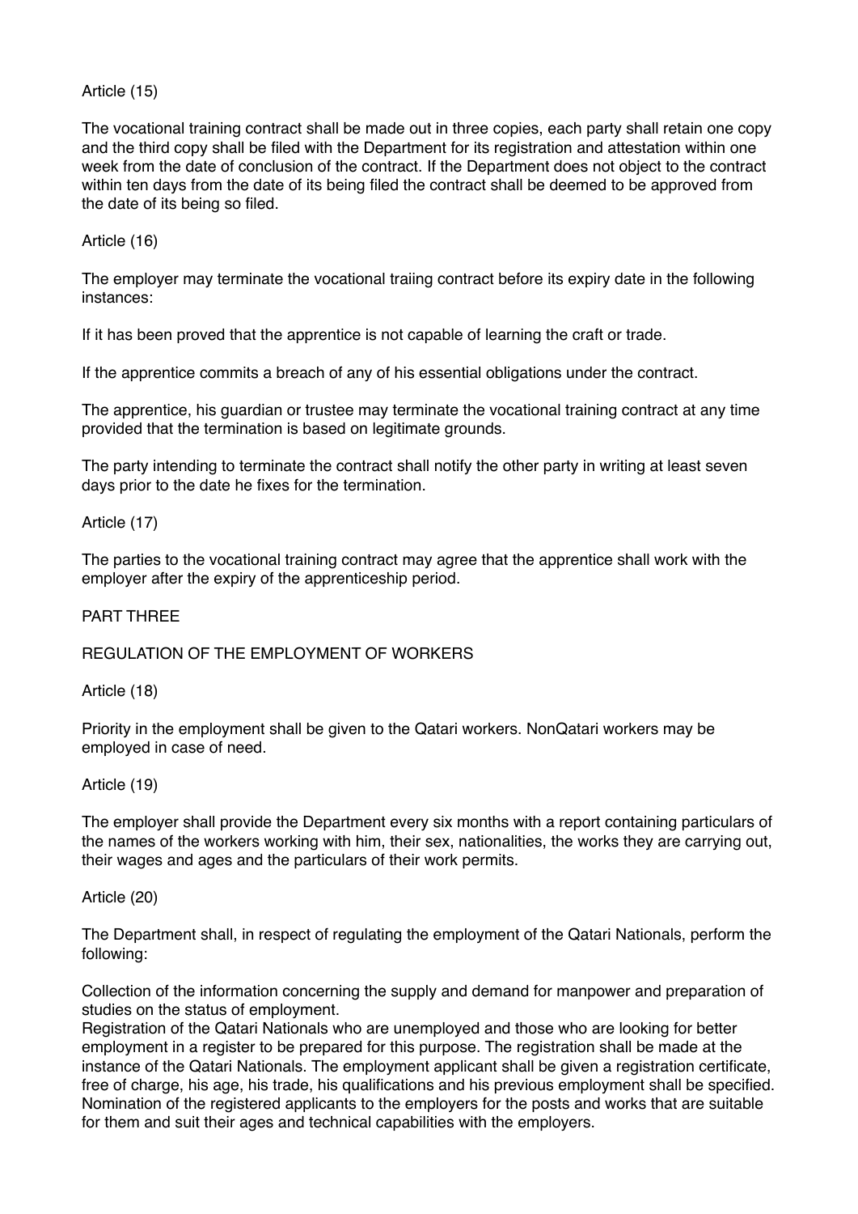Article (15)

The vocational training contract shall be made out in three copies, each party shall retain one copy and the third copy shall be filed with the Department for its registration and attestation within one week from the date of conclusion of the contract. If the Department does not object to the contract within ten days from the date of its being filed the contract shall be deemed to be approved from the date of its being so filed.

Article (16)

The employer may terminate the vocational traiing contract before its expiry date in the following instances:

If it has been proved that the apprentice is not capable of learning the craft or trade.

If the apprentice commits a breach of any of his essential obligations under the contract.

The apprentice, his guardian or trustee may terminate the vocational training contract at any time provided that the termination is based on legitimate grounds.

The party intending to terminate the contract shall notify the other party in writing at least seven days prior to the date he fixes for the termination.

Article (17)

The parties to the vocational training contract may agree that the apprentice shall work with the employer after the expiry of the apprenticeship period.

PART THREE

REGULATION OF THE EMPLOYMENT OF WORKERS

Article (18)

Priority in the employment shall be given to the Qatari workers. NonQatari workers may be employed in case of need.

Article (19)

The employer shall provide the Department every six months with a report containing particulars of the names of the workers working with him, their sex, nationalities, the works they are carrying out, their wages and ages and the particulars of their work permits.

Article (20)

The Department shall, in respect of regulating the employment of the Qatari Nationals, perform the following:

Collection of the information concerning the supply and demand for manpower and preparation of studies on the status of employment.

Registration of the Qatari Nationals who are unemployed and those who are looking for better employment in a register to be prepared for this purpose. The registration shall be made at the instance of the Qatari Nationals. The employment applicant shall be given a registration certificate, free of charge, his age, his trade, his qualifications and his previous employment shall be specified.

Nomination of the registered applicants to the employers for the posts and works that are suitable for them and suit their ages and technical capabilities with the employers.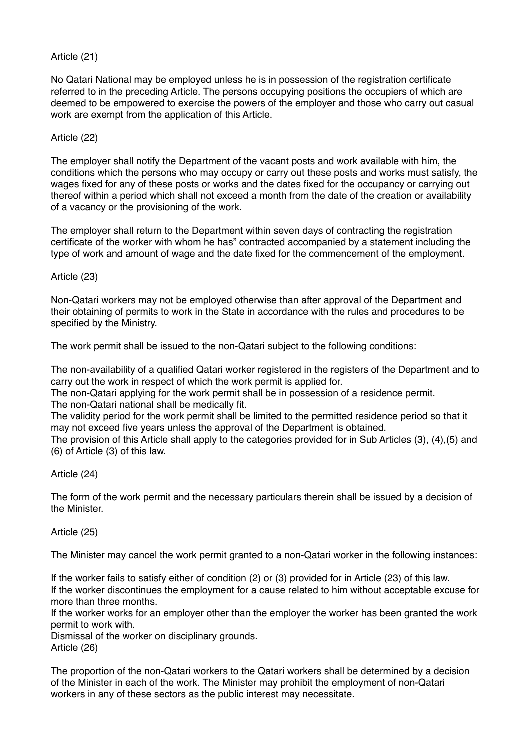Article (21)

No Qatari National may be employed unless he is in possession of the registration certificate referred to in the preceding Article. The persons occupying positions the occupiers of which are deemed to be empowered to exercise the powers of the employer and those who carry out casual work are exempt from the application of this Article.

Article (22)

The employer shall notify the Department of the vacant posts and work available with him, the conditions which the persons who may occupy or carry out these posts and works must satisfy, the wages fixed for any of these posts or works and the dates fixed for the occupancy or carrying out thereof within a period which shall not exceed a month from the date of the creation or availability of a vacancy or the provisioning of the work.

The employer shall return to the Department within seven days of contracting the registration certificate of the worker with whom he has" contracted accompanied by a statement including the type of work and amount of wage and the date fixed for the commencement of the employment.

Article (23)

Non-Qatari workers may not be employed otherwise than after approval of the Department and their obtaining of permits to work in the State in accordance with the rules and procedures to be specified by the Ministry.

The work permit shall be issued to the non-Qatari subject to the following conditions:

The non-availability of a qualified Qatari worker registered in the registers of the Department and to carry out the work in respect of which the work permit is applied for.
The non-Qatari applying for the work permit shall be in possession of a residence permit.
The non-Qatari national shall be medically fit.
The validity period for the work permit shall be limited to the permitted residence period so that it may not exceed five years unless the approval of the Department is obtained.
The provision of this Article shall apply to the categories provided for in Sub Articles (3), (4),(5) and (6) of Article (3) of this law.

Article (24)

The form of the work permit and the necessary particulars therein shall be issued by a decision of the Minister.

Article (25)

The Minister may cancel the work permit granted to a non-Qatari worker in the following instances:

If the worker fails to satisfy either of condition (2) or (3) provided for in Article (23) of this law.
If the worker discontinues the employment for a cause related to him without acceptable excuse for more than three months.
If the worker works for an employer other than the employer the worker has been granted the work permit to work with.
Dismissal of the worker on disciplinary grounds.

Article (26)

The proportion of the non-Qatari workers to the Qatari workers shall be determined by a decision of the Minister in each of the work. The Minister may prohibit the employment of non-Qatari workers in any of these sectors as the public interest may necessitate.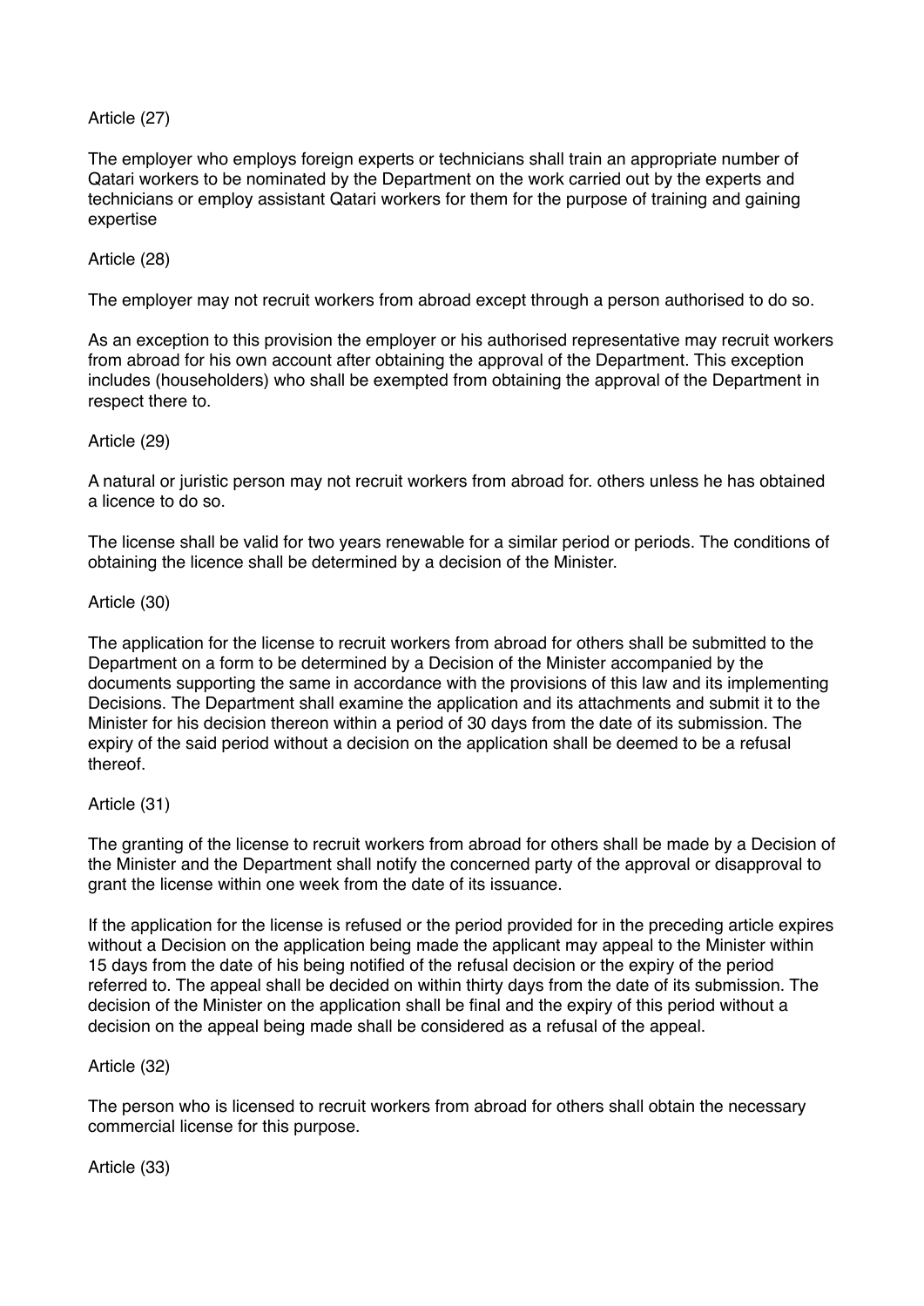Article (27)

The employer who employs foreign experts or technicians shall train an appropriate number of Qatari workers to be nominated by the Department on the work carried out by the experts and technicians or employ assistant Qatari workers for them for the purpose of training and gaining expertise

Article (28)

The employer may not recruit workers from abroad except through a person authorised to do so.

As an exception to this provision the employer or his authorised representative may recruit workers from abroad for his own account after obtaining the approval of the Department. This exception includes (householders) who shall be exempted from obtaining the approval of the Department in respect there to.

Article (29)

A natural or juristic person may not recruit workers from abroad for. others unless he has obtained a licence to do so.

The license shall be valid for two years renewable for a similar period or periods. The conditions of obtaining the licence shall be determined by a decision of the Minister.

Article (30)

The application for the license to recruit workers from abroad for others shall be submitted to the Department on a form to be determined by a Decision of the Minister accompanied by the documents supporting the same in accordance with the provisions of this law and its implementing Decisions. The Department shall examine the application and its attachments and submit it to the Minister for his decision thereon within a period of 30 days from the date of its submission. The expiry of the said period without a decision on the application shall be deemed to be a refusal thereof.

Article (31)

The granting of the license to recruit workers from abroad for others shall be made by a Decision of the Minister and the Department shall notify the concerned party of the approval or disapproval to grant the license within one week from the date of its issuance.

If the application for the license is refused or the period provided for in the preceding article expires without a Decision on the application being made the applicant may appeal to the Minister within 15 days from the date of his being notified of the refusal decision or the expiry of the period referred to. The appeal shall be decided on within thirty days from the date of its submission. The decision of the Minister on the application shall be final and the expiry of this period without a decision on the appeal being made shall be considered as a refusal of the appeal.

Article (32)

The person who is licensed to recruit workers from abroad for others shall obtain the necessary commercial license for this purpose.

Article (33)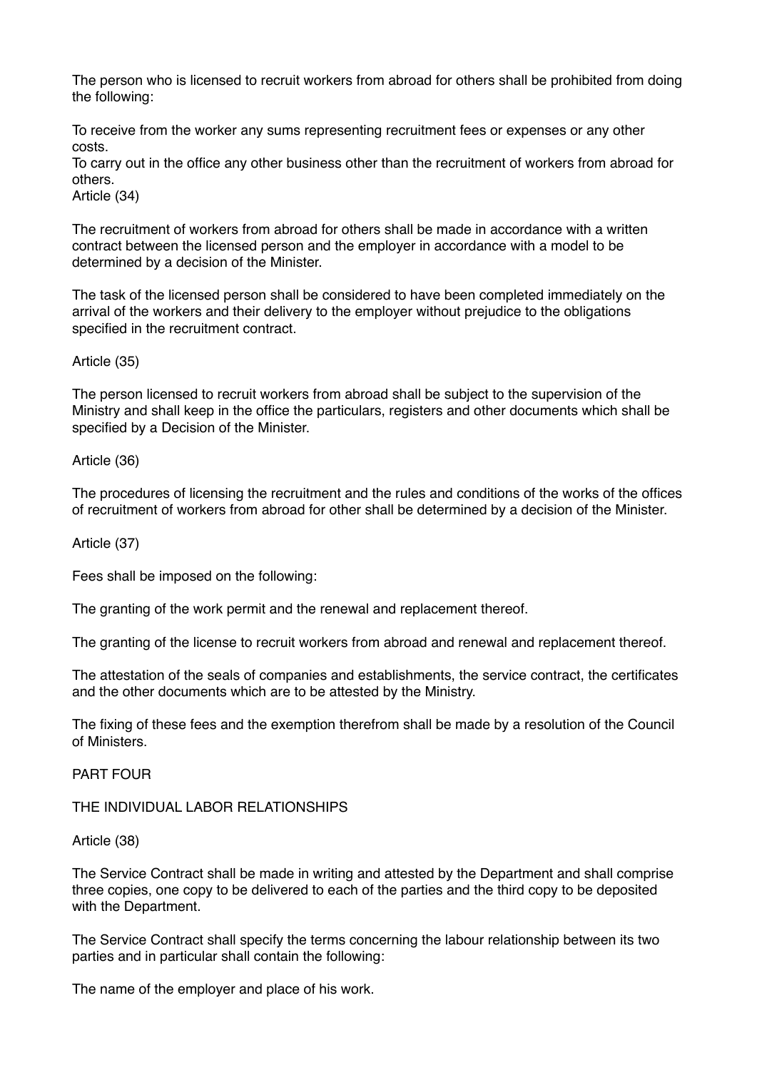The person who is licensed to recruit workers from abroad for others shall be prohibited from doing the following:

To receive from the worker any sums representing recruitment fees or expenses or any other costs.

To carry out in the office any other business other than the recruitment of workers from abroad for others.

Article (34)

The recruitment of workers from abroad for others shall be made in accordance with a written contract between the licensed person and the employer in accordance with a model to be determined by a decision of the Minister.

The task of the licensed person shall be considered to have been completed immediately on the arrival of the workers and their delivery to the employer without prejudice to the obligations specified in the recruitment contract.

Article (35)

The person licensed to recruit workers from abroad shall be subject to the supervision of the Ministry and shall keep in the office the particulars, registers and other documents which shall be specified by a Decision of the Minister.

Article (36)

The procedures of licensing the recruitment and the rules and conditions of the works of the offices of recruitment of workers from abroad for other shall be determined by a decision of the Minister.

Article (37)

Fees shall be imposed on the following:

The granting of the work permit and the renewal and replacement thereof.

The granting of the license to recruit workers from abroad and renewal and replacement thereof.

The attestation of the seals of companies and establishments, the service contract, the certificates and the other documents which are to be attested by the Ministry.

The fixing of these fees and the exemption therefrom shall be made by a resolution of the Council of Ministers.

## PART FOUR

## THE INDIVIDUAL LABOR RELATIONSHIPS

Article (38)

The Service Contract shall be made in writing and attested by the Department and shall comprise three copies, one copy to be delivered to each of the parties and the third copy to be deposited with the Department.

The Service Contract shall specify the terms concerning the labour relationship between its two parties and in particular shall contain the following:

The name of the employer and place of his work.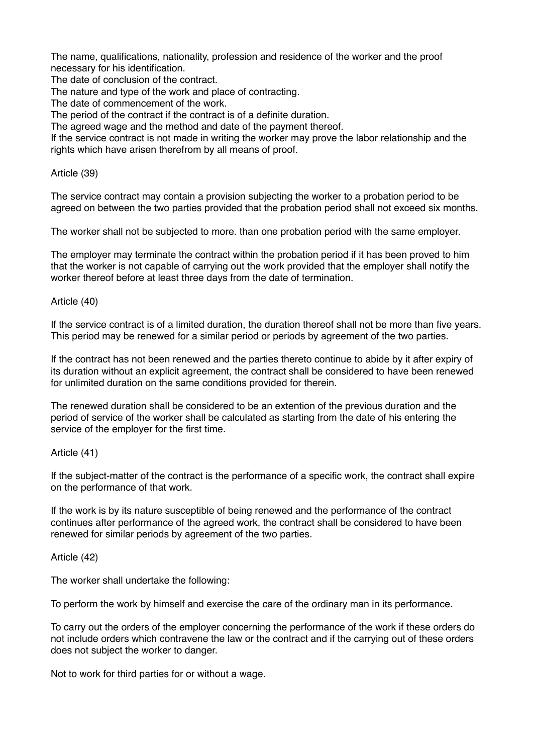The name, qualifications, nationality, profession and residence of the worker and the proof necessary for his identification.

The date of conclusion of the contract.

The nature and type of the work and place of contracting.

The date of commencement of the work.

The period of the contract if the contract is of a definite duration.

The agreed wage and the method and date of the payment thereof.

If the service contract is not made in writing the worker may prove the labor relationship and the rights which have arisen therefrom by all means of proof.

Article (39)

The service contract may contain a provision subjecting the worker to a probation period to be agreed on between the two parties provided that the probation period shall not exceed six months.

The worker shall not be subjected to more. than one probation period with the same employer.

The employer may terminate the contract within the probation period if it has been proved to him that the worker is not capable of carrying out the work provided that the employer shall notify the worker thereof before at least three days from the date of termination.

Article (40)

If the service contract is of a limited duration, the duration thereof shall not be more than five years. This period may be renewed for a similar period or periods by agreement of the two parties.

If the contract has not been renewed and the parties thereto continue to abide by it after expiry of its duration without an explicit agreement, the contract shall be considered to have been renewed for unlimited duration on the same conditions provided for therein.

The renewed duration shall be considered to be an extention of the previous duration and the period of service of the worker shall be calculated as starting from the date of his entering the service of the employer for the first time.

Article (41)

If the subject-matter of the contract is the performance of a specific work, the contract shall expire on the performance of that work.

If the work is by its nature susceptible of being renewed and the performance of the contract continues after performance of the agreed work, the contract shall be considered to have been renewed for similar periods by agreement of the two parties.

Article (42)

The worker shall undertake the following:

To perform the work by himself and exercise the care of the ordinary man in its performance.

To carry out the orders of the employer concerning the performance of the work if these orders do not include orders which contravene the law or the contract and if the carrying out of these orders does not subject the worker to danger.

Not to work for third parties for or without a wage.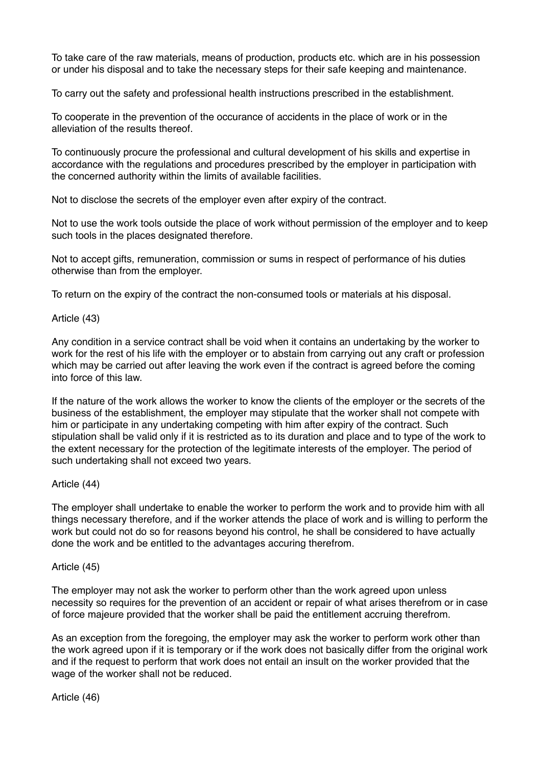To take care of the raw materials, means of production, products etc. which are in his possession or under his disposal and to take the necessary steps for their safe keeping and maintenance.

To carry out the safety and professional health instructions prescribed in the establishment.

To cooperate in the prevention of the occurance of accidents in the place of work or in the alleviation of the results thereof.

To continuously procure the professional and cultural development of his skills and expertise in accordance with the regulations and procedures prescribed by the employer in participation with the concerned authority within the limits of available facilities.

Not to disclose the secrets of the employer even after expiry of the contract.

Not to use the work tools outside the place of work without permission of the employer and to keep such tools in the places designated therefore.

Not to accept gifts, remuneration, commission or sums in respect of performance of his duties otherwise than from the employer.

To return on the expiry of the contract the non-consumed tools or materials at his disposal.

Article (43)

Any condition in a service contract shall be void when it contains an undertaking by the worker to work for the rest of his life with the employer or to abstain from carrying out any craft or profession which may be carried out after leaving the work even if the contract is agreed before the coming into force of this law.

If the nature of the work allows the worker to know the clients of the employer or the secrets of the business of the establishment, the employer may stipulate that the worker shall not compete with him or participate in any undertaking competing with him after expiry of the contract. Such stipulation shall be valid only if it is restricted as to its duration and place and to type of the work to the extent necessary for the protection of the legitimate interests of the employer. The period of such undertaking shall not exceed two years.

Article (44)

The employer shall undertake to enable the worker to perform the work and to provide him with all things necessary therefore, and if the worker attends the place of work and is willing to perform the work but could not do so for reasons beyond his control, he shall be considered to have actually done the work and be entitled to the advantages accuring therefrom.

Article (45)

The employer may not ask the worker to perform other than the work agreed upon unless necessity so requires for the prevention of an accident or repair of what arises therefrom or in case of force majeure provided that the worker shall be paid the entitlement accruing therefrom.

As an exception from the foregoing, the employer may ask the worker to perform work other than the work agreed upon if it is temporary or if the work does not basically differ from the original work and if the request to perform that work does not entail an insult on the worker provided that the wage of the worker shall not be reduced.

Article (46)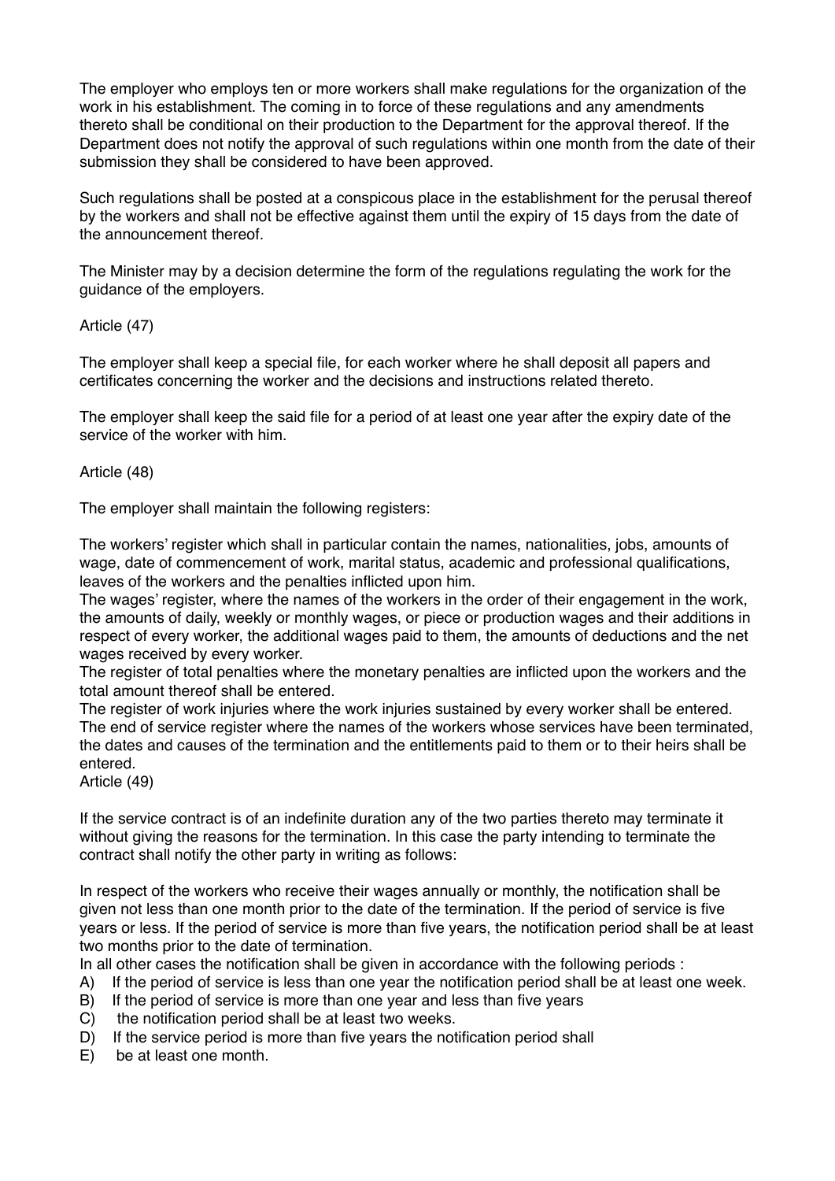The employer who employs ten or more workers shall make regulations for the organization of the work in his establishment. The coming in to force of these regulations and any amendments thereto shall be conditional on their production to the Department for the approval thereof. If the Department does not notify the approval of such regulations within one month from the date of their submission they shall be considered to have been approved.

Such regulations shall be posted at a conspicous place in the establishment for the perusal thereof by the workers and shall not be effective against them until the expiry of 15 days from the date of the announcement thereof.

The Minister may by a decision determine the form of the regulations regulating the work for the guidance of the employers.

Article (47)

The employer shall keep a special file, for each worker where he shall deposit all papers and certificates concerning the worker and the decisions and instructions related thereto.

The employer shall keep the said file for a period of at least one year after the expiry date of the service of the worker with him.

Article (48)

The employer shall maintain the following registers:

The workers' register which shall in particular contain the names, nationalities, jobs, amounts of wage, date of commencement of work, marital status, academic and professional qualifications, leaves of the workers and the penalties inflicted upon him.
The wages' register, where the names of the workers in the order of their engagement in the work, the amounts of daily, weekly or monthly wages, or piece or production wages and their additions in respect of every worker, the additional wages paid to them, the amounts of deductions and the net wages received by every worker.
The register of total penalties where the monetary penalties are inflicted upon the workers and the total amount thereof shall be entered.
The register of work injuries where the work injuries sustained by every worker shall be entered.
The end of service register where the names of the workers whose services have been terminated, the dates and causes of the termination and the entitlements paid to them or to their heirs shall be entered.
Article (49)

If the service contract is of an indefinite duration any of the two parties thereto may terminate it without giving the reasons for the termination. In this case the party intending to terminate the contract shall notify the other party in writing as follows:

In respect of the workers who receive their wages annually or monthly, the notification shall be given not less than one month prior to the date of the termination. If the period of service is five years or less. If the period of service is more than five years, the notification period shall be at least two months prior to the date of termination.
In all other cases the notification shall be given in accordance with the following periods :

A) If the period of service is less than one year the notification period shall be at least one week.
B) If the period of service is more than one year and less than five years
C) the notification period shall be at least two weeks.
D) If the service period is more than five years the notification period shall
E) be at least one month.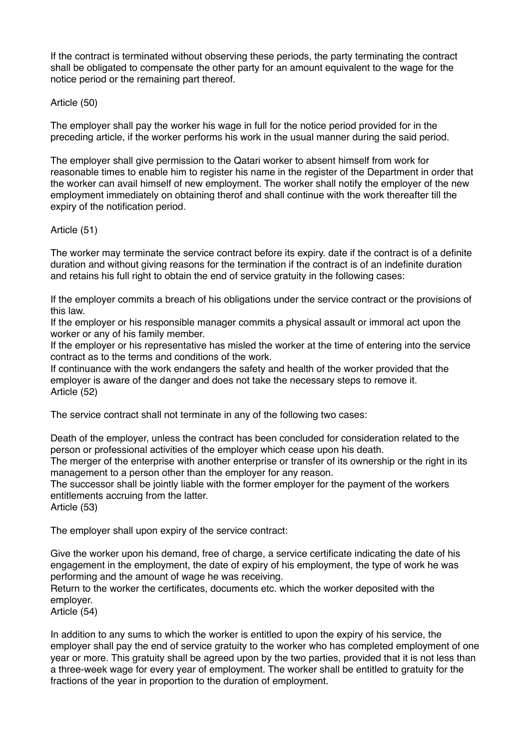If the contract is terminated without observing these periods, the party terminating the contract shall be obligated to compensate the other party for an amount equivalent to the wage for the notice period or the remaining part thereof.

Article (50)

The employer shall pay the worker his wage in full for the notice period provided for in the preceding article, if the worker performs his work in the usual manner during the said period.

The employer shall give permission to the Qatari worker to absent himself from work for reasonable times to enable him to register his name in the register of the Department in order that the worker can avail himself of new employment. The worker shall notify the employer of the new employment immediately on obtaining therof and shall continue with the work thereafter till the expiry of the notification period.

Article (51)

The worker may terminate the service contract before its expiry. date if the contract is of a definite duration and without giving reasons for the termination if the contract is of an indefinite duration and retains his full right to obtain the end of service gratuity in the following cases:

If the employer commits a breach of his obligations under the service contract or the provisions of this law.
If the employer or his responsible manager commits a physical assault or immoral act upon the worker or any of his family member.
If the employer or his representative has misled the worker at the time of entering into the service contract as to the terms and conditions of the work.
If continuance with the work endangers the safety and health of the worker provided that the employer is aware of the danger and does not take the necessary steps to remove it.
Article (52)

The service contract shall not terminate in any of the following two cases:

Death of the employer, unless the contract has been concluded for consideration related to the person or professional activities of the employer which cease upon his death.
The merger of the enterprise with another enterprise or transfer of its ownership or the right in its management to a person other than the employer for any reason.
The successor shall be jointly liable with the former employer for the payment of the workers entitlements accruing from the latter.
Article (53)

The employer shall upon expiry of the service contract:

Give the worker upon his demand, free of charge, a service certificate indicating the date of his engagement in the employment, the date of expiry of his employment, the type of work he was performing and the amount of wage he was receiving.
Return to the worker the certificates, documents etc. which the worker deposited with the employer.
Article (54)

In addition to any sums to which the worker is entitled to upon the expiry of his service, the employer shall pay the end of service gratuity to the worker who has completed employment of one year or more. This gratuity shall be agreed upon by the two parties, provided that it is not less than a three-week wage for every year of employment. The worker shall be entitled to gratuity for the fractions of the year in proportion to the duration of employment.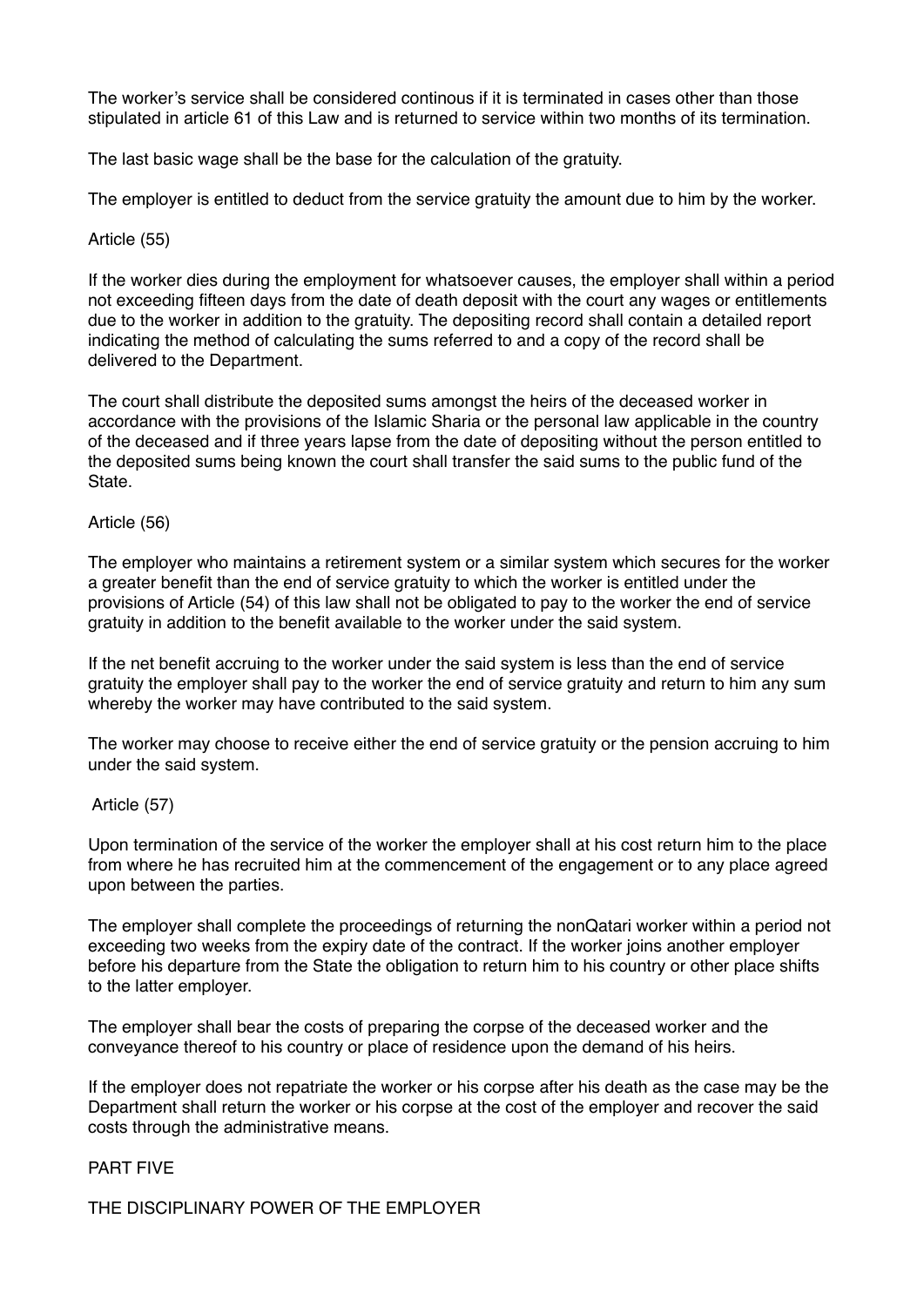The worker's service shall be considered continous if it is terminated in cases other than those stipulated in article 61 of this Law and is returned to service within two months of its termination.

The last basic wage shall be the base for the calculation of the gratuity.

The employer is entitled to deduct from the service gratuity the amount due to him by the worker.

Article (55)

If the worker dies during the employment for whatsoever causes, the employer shall within a period not exceeding fifteen days from the date of death deposit with the court any wages or entitlements due to the worker in addition to the gratuity. The depositing record shall contain a detailed report indicating the method of calculating the sums referred to and a copy of the record shall be delivered to the Department.

The court shall distribute the deposited sums amongst the heirs of the deceased worker in accordance with the provisions of the Islamic Sharia or the personal law applicable in the country of the deceased and if three years lapse from the date of depositing without the person entitled to the deposited sums being known the court shall transfer the said sums to the public fund of the State.

Article (56)

The employer who maintains a retirement system or a similar system which secures for the worker a greater benefit than the end of service gratuity to which the worker is entitled under the provisions of Article (54) of this law shall not be obligated to pay to the worker the end of service gratuity in addition to the benefit available to the worker under the said system.

If the net benefit accruing to the worker under the said system is less than the end of service gratuity the employer shall pay to the worker the end of service gratuity and return to him any sum whereby the worker may have contributed to the said system.

The worker may choose to receive either the end of service gratuity or the pension accruing to him under the said system.

Article (57)

Upon termination of the service of the worker the employer shall at his cost return him to the place from where he has recruited him at the commencement of the engagement or to any place agreed upon between the parties.

The employer shall complete the proceedings of returning the nonQatari worker within a period not exceeding two weeks from the expiry date of the contract. If the worker joins another employer before his departure from the State the obligation to return him to his country or other place shifts to the latter employer.

The employer shall bear the costs of preparing the corpse of the deceased worker and the conveyance thereof to his country or place of residence upon the demand of his heirs.

If the employer does not repatriate the worker or his corpse after his death as the case may be the Department shall return the worker or his corpse at the cost of the employer and recover the said costs through the administrative means.

PART FIVE

THE DISCIPLINARY POWER OF THE EMPLOYER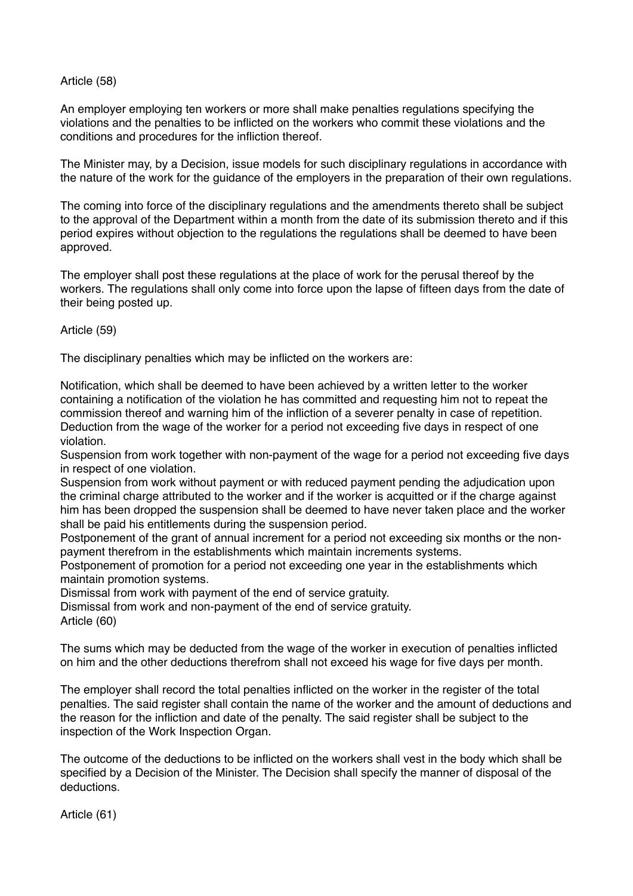Article (58)

An employer employing ten workers or more shall make penalties regulations specifying the violations and the penalties to be inflicted on the workers who commit these violations and the conditions and procedures for the infliction thereof.

The Minister may, by a Decision, issue models for such disciplinary regulations in accordance with the nature of the work for the guidance of the employers in the preparation of their own regulations.

The coming into force of the disciplinary regulations and the amendments thereto shall be subject to the approval of the Department within a month from the date of its submission thereto and if this period expires without objection to the regulations the regulations shall be deemed to have been approved.

The employer shall post these regulations at the place of work for the perusal thereof by the workers. The regulations shall only come into force upon the lapse of fifteen days from the date of their being posted up.

Article (59)

The disciplinary penalties which may be inflicted on the workers are:

Notification, which shall be deemed to have been achieved by a written letter to the worker containing a notification of the violation he has committed and requesting him not to repeat the commission thereof and warning him of the infliction of a severer penalty in case of repetition.
Deduction from the wage of the worker for a period not exceeding five days in respect of one violation.
Suspension from work together with non-payment of the wage for a period not exceeding five days in respect of one violation.
Suspension from work without payment or with reduced payment pending the adjudication upon the criminal charge attributed to the worker and if the worker is acquitted or if the charge against him has been dropped the suspension shall be deemed to have never taken place and the worker shall be paid his entitlements during the suspension period.
Postponement of the grant of annual increment for a period not exceeding six months or the non-payment therefrom in the establishments which maintain increments systems.
Postponement of promotion for a period not exceeding one year in the establishments which maintain promotion systems.
Dismissal from work with payment of the end of service gratuity.
Dismissal from work and non-payment of the end of service gratuity.

Article (60)

The sums which may be deducted from the wage of the worker in execution of penalties inflicted on him and the other deductions therefrom shall not exceed his wage for five days per month.

The employer shall record the total penalties inflicted on the worker in the register of the total penalties. The said register shall contain the name of the worker and the amount of deductions and the reason for the infliction and date of the penalty. The said register shall be subject to the inspection of the Work Inspection Organ.

The outcome of the deductions to be inflicted on the workers shall vest in the body which shall be specified by a Decision of the Minister. The Decision shall specify the manner of disposal of the deductions.

Article (61)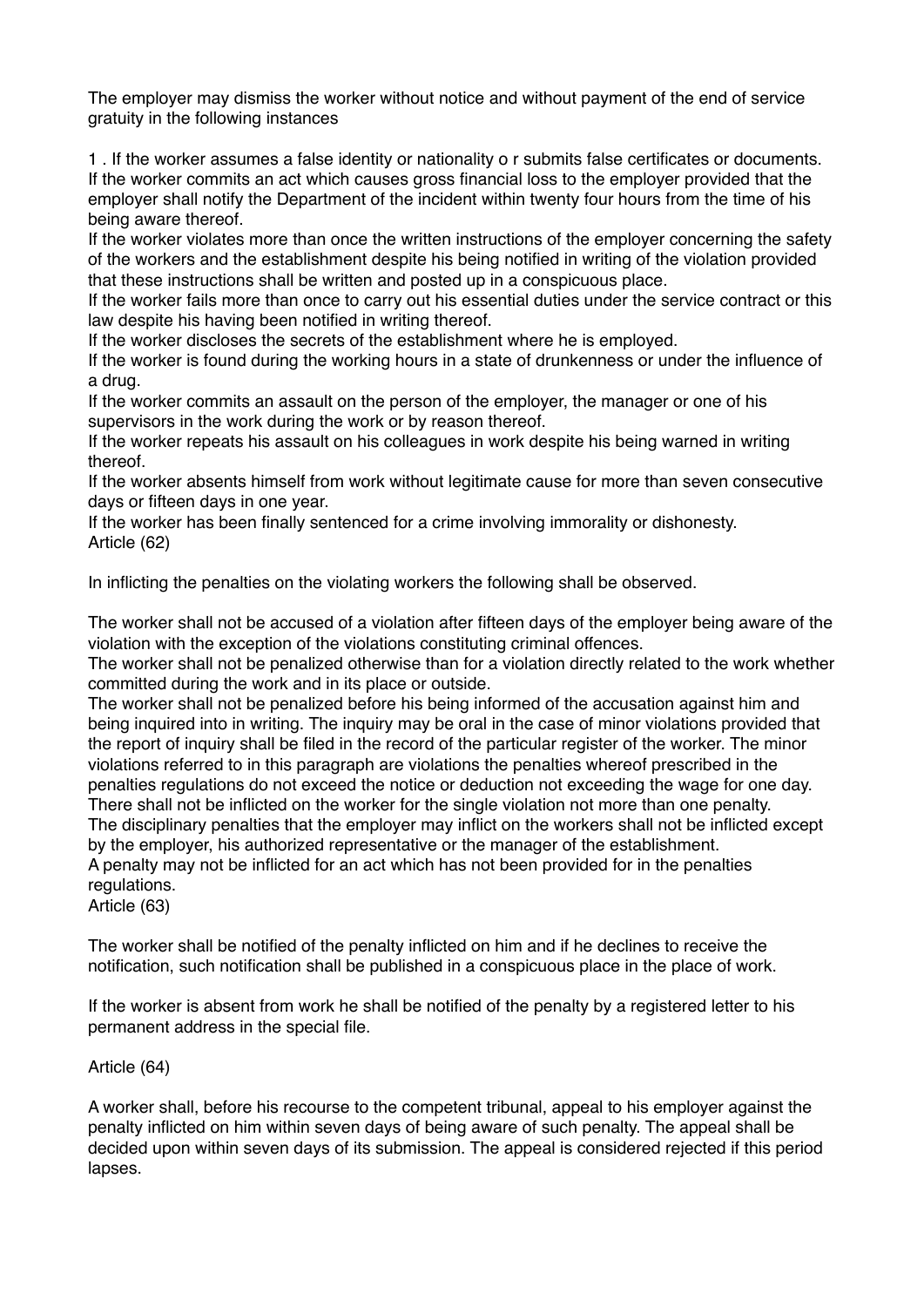The employer may dismiss the worker without notice and without payment of the end of service gratuity in the following instances

1 . If the worker assumes a false identity or nationality o r submits false certificates or documents.
If the worker commits an act which causes gross financial loss to the employer provided that the employer shall notify the Department of the incident within twenty four hours from the time of his being aware thereof.
If the worker violates more than once the written instructions of the employer concerning the safety of the workers and the establishment despite his being notified in writing of the violation provided that these instructions shall be written and posted up in a conspicuous place.
If the worker fails more than once to carry out his essential duties under the service contract or this law despite his having been notified in writing thereof.
If the worker discloses the secrets of the establishment where he is employed.
If the worker is found during the working hours in a state of drunkenness or under the influence of a drug.
If the worker commits an assault on the person of the employer, the manager or one of his supervisors in the work during the work or by reason thereof.
If the worker repeats his assault on his colleagues in work despite his being warned in writing thereof.
If the worker absents himself from work without legitimate cause for more than seven consecutive days or fifteen days in one year.
If the worker has been finally sentenced for a crime involving immorality or dishonesty.
Article (62)

In inflicting the penalties on the violating workers the following shall be observed.

The worker shall not be accused of a violation after fifteen days of the employer being aware of the violation with the exception of the violations constituting criminal offences.
The worker shall not be penalized otherwise than for a violation directly related to the work whether committed during the work and in its place or outside.
The worker shall not be penalized before his being informed of the accusation against him and being inquired into in writing. The inquiry may be oral in the case of minor violations provided that the report of inquiry shall be filed in the record of the particular register of the worker. The minor violations referred to in this paragraph are violations the penalties whereof prescribed in the penalties regulations do not exceed the notice or deduction not exceeding the wage for one day.
There shall not be inflicted on the worker for the single violation not more than one penalty.
The disciplinary penalties that the employer may inflict on the workers shall not be inflicted except by the employer, his authorized representative or the manager of the establishment.
A penalty may not be inflicted for an act which has not been provided for in the penalties regulations.
Article (63)

The worker shall be notified of the penalty inflicted on him and if he declines to receive the notification, such notification shall be published in a conspicuous place in the place of work.

If the worker is absent from work he shall be notified of the penalty by a registered letter to his permanent address in the special file.

Article (64)

A worker shall, before his recourse to the competent tribunal, appeal to his employer against the penalty inflicted on him within seven days of being aware of such penalty. The appeal shall be decided upon within seven days of its submission. The appeal is considered rejected if this period lapses.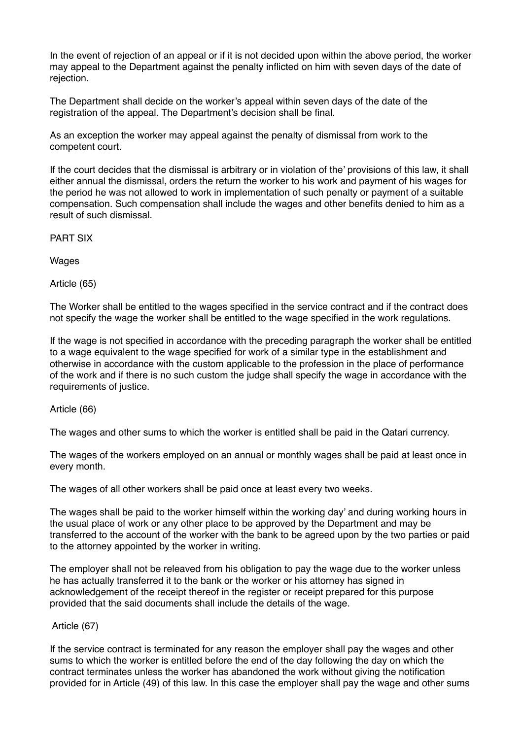In the event of rejection of an appeal or if it is not decided upon within the above period, the worker may appeal to the Department against the penalty inflicted on him with seven days of the date of rejection.

The Department shall decide on the worker's appeal within seven days of the date of the registration of the appeal. The Department's decision shall be final.

As an exception the worker may appeal against the penalty of dismissal from work to the competent court.

If the court decides that the dismissal is arbitrary or in violation of the' provisions of this law, it shall either annual the dismissal, orders the return the worker to his work and payment of his wages for the period he was not allowed to work in implementation of such penalty or payment of a suitable compensation. Such compensation shall include the wages and other benefits denied to him as a result of such dismissal.

## PART SIX

## Wages

### Article (65)

The Worker shall be entitled to the wages specified in the service contract and if the contract does not specify the wage the worker shall be entitled to the wage specified in the work regulations.

If the wage is not specified in accordance with the preceding paragraph the worker shall be entitled to a wage equivalent to the wage specified for work of a similar type in the establishment and otherwise in accordance with the custom applicable to the profession in the place of performance of the work and if there is no such custom the judge shall specify the wage in accordance with the requirements of justice.

### Article (66)

The wages and other sums to which the worker is entitled shall be paid in the Qatari currency.

The wages of the workers employed on an annual or monthly wages shall be paid at least once in every month.

The wages of all other workers shall be paid once at least every two weeks.

The wages shall be paid to the worker himself within the working day' and during working hours in the usual place of work or any other place to be approved by the Department and may be transferred to the account of the worker with the bank to be agreed upon by the two parties or paid to the attorney appointed by the worker in writing.

The employer shall not be releaved from his obligation to pay the wage due to the worker unless he has actually transferred it to the bank or the worker or his attorney has signed in acknowledgement of the receipt thereof in the register or receipt prepared for this purpose provided that the said documents shall include the details of the wage.

### Article (67)

If the service contract is terminated for any reason the employer shall pay the wages and other sums to which the worker is entitled before the end of the day following the day on which the contract terminates unless the worker has abandoned the work without giving the notification provided for in Article (49) of this law. In this case the employer shall pay the wage and other sums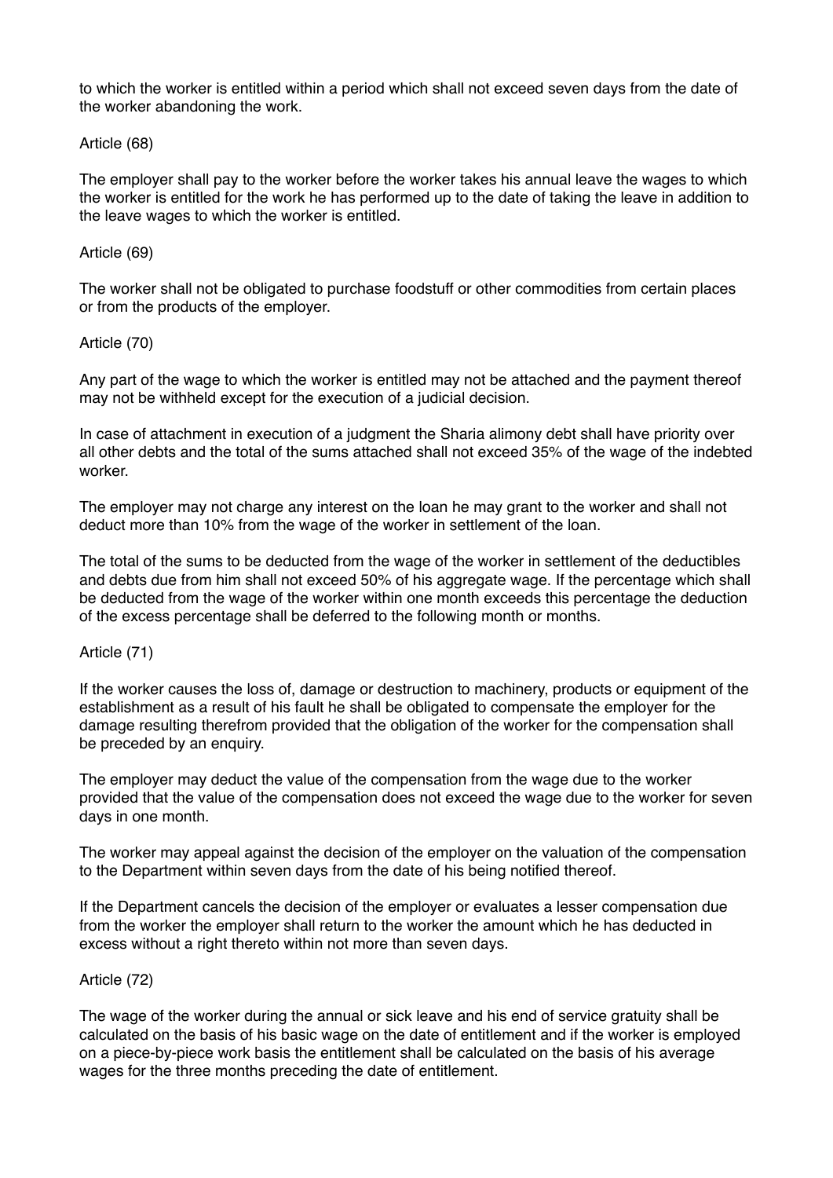to which the worker is entitled within a period which shall not exceed seven days from the date of the worker abandoning the work.

Article (68)

The employer shall pay to the worker before the worker takes his annual leave the wages to which the worker is entitled for the work he has performed up to the date of taking the leave in addition to the leave wages to which the worker is entitled.

Article (69)

The worker shall not be obligated to purchase foodstuff or other commodities from certain places or from the products of the employer.

Article (70)

Any part of the wage to which the worker is entitled may not be attached and the payment thereof may not be withheld except for the execution of a judicial decision.

In case of attachment in execution of a judgment the Sharia alimony debt shall have priority over all other debts and the total of the sums attached shall not exceed 35% of the wage of the indebted worker.

The employer may not charge any interest on the loan he may grant to the worker and shall not deduct more than 10% from the wage of the worker in settlement of the loan.

The total of the sums to be deducted from the wage of the worker in settlement of the deductibles and debts due from him shall not exceed 50% of his aggregate wage. If the percentage which shall be deducted from the wage of the worker within one month exceeds this percentage the deduction of the excess percentage shall be deferred to the following month or months.

Article (71)

If the worker causes the loss of, damage or destruction to machinery, products or equipment of the establishment as a result of his fault he shall be obligated to compensate the employer for the damage resulting therefrom provided that the obligation of the worker for the compensation shall be preceded by an enquiry.

The employer may deduct the value of the compensation from the wage due to the worker provided that the value of the compensation does not exceed the wage due to the worker for seven days in one month.

The worker may appeal against the decision of the employer on the valuation of the compensation to the Department within seven days from the date of his being notified thereof.

If the Department cancels the decision of the employer or evaluates a lesser compensation due from the worker the employer shall return to the worker the amount which he has deducted in excess without a right thereto within not more than seven days.

Article (72)

The wage of the worker during the annual or sick leave and his end of service gratuity shall be calculated on the basis of his basic wage on the date of entitlement and if the worker is employed on a piece-by-piece work basis the entitlement shall be calculated on the basis of his average wages for the three months preceding the date of entitlement.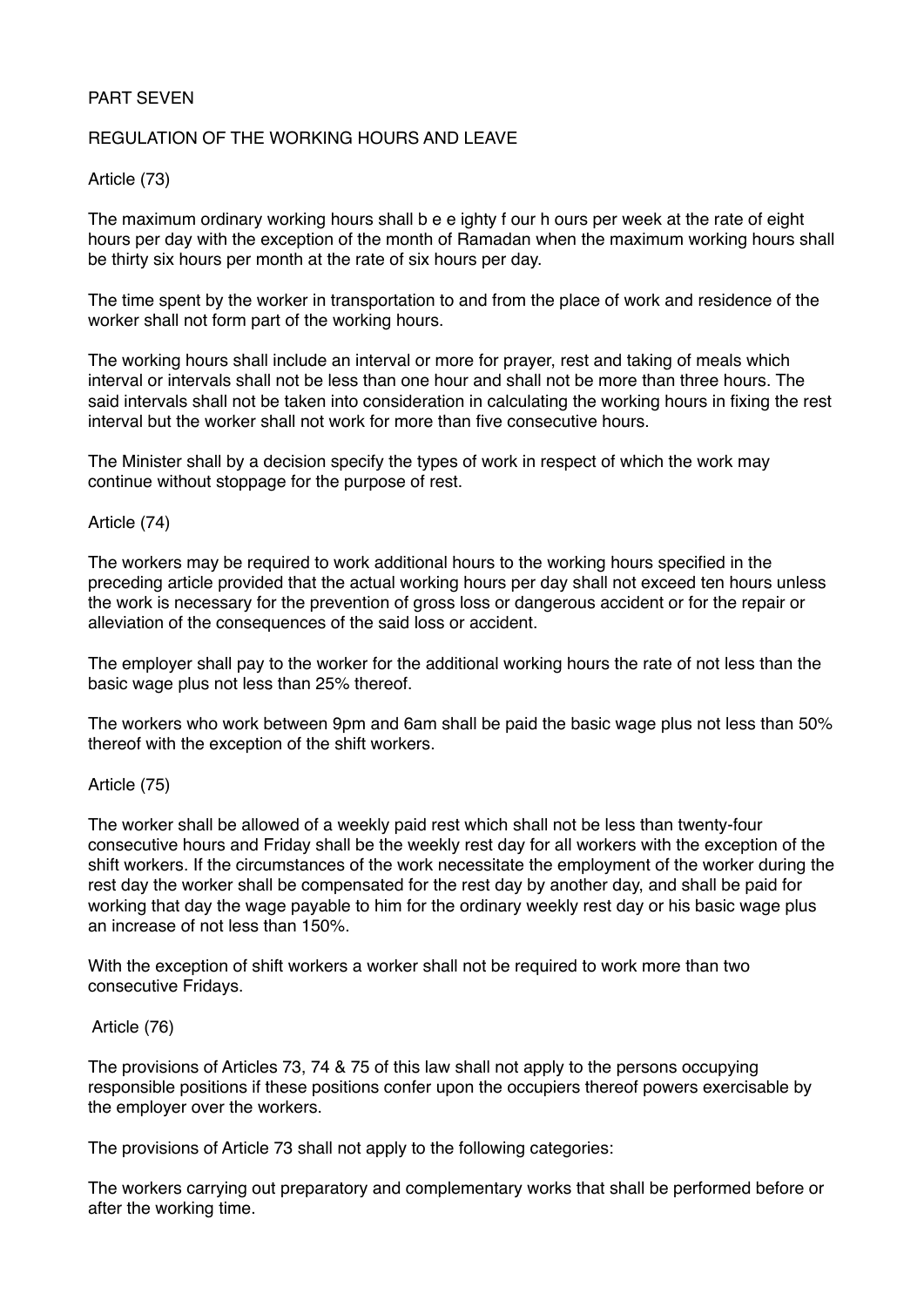PART SEVEN

REGULATION OF THE WORKING HOURS AND LEAVE

Article (73)

The maximum ordinary working hours shall b e e ighty f our h ours per week at the rate of eight hours per day with the exception of the month of Ramadan when the maximum working hours shall be thirty six hours per month at the rate of six hours per day.

The time spent by the worker in transportation to and from the place of work and residence of the worker shall not form part of the working hours.

The working hours shall include an interval or more for prayer, rest and taking of meals which interval or intervals shall not be less than one hour and shall not be more than three hours. The said intervals shall not be taken into consideration in calculating the working hours in fixing the rest interval but the worker shall not work for more than five consecutive hours.

The Minister shall by a decision specify the types of work in respect of which the work may continue without stoppage for the purpose of rest.

Article (74)

The workers may be required to work additional hours to the working hours specified in the preceding article provided that the actual working hours per day shall not exceed ten hours unless the work is necessary for the prevention of gross loss or dangerous accident or for the repair or alleviation of the consequences of the said loss or accident.

The employer shall pay to the worker for the additional working hours the rate of not less than the basic wage plus not less than 25% thereof.

The workers who work between 9pm and 6am shall be paid the basic wage plus not less than 50% thereof with the exception of the shift workers.

Article (75)

The worker shall be allowed of a weekly paid rest which shall not be less than twenty-four consecutive hours and Friday shall be the weekly rest day for all workers with the exception of the shift workers. If the circumstances of the work necessitate the employment of the worker during the rest day the worker shall be compensated for the rest day by another day, and shall be paid for working that day the wage payable to him for the ordinary weekly rest day or his basic wage plus an increase of not less than 150%.

With the exception of shift workers a worker shall not be required to work more than two consecutive Fridays.

Article (76)

The provisions of Articles 73, 74 & 75 of this law shall not apply to the persons occupying responsible positions if these positions confer upon the occupiers thereof powers exercisable by the employer over the workers.

The provisions of Article 73 shall not apply to the following categories:

The workers carrying out preparatory and complementary works that shall be performed before or after the working time.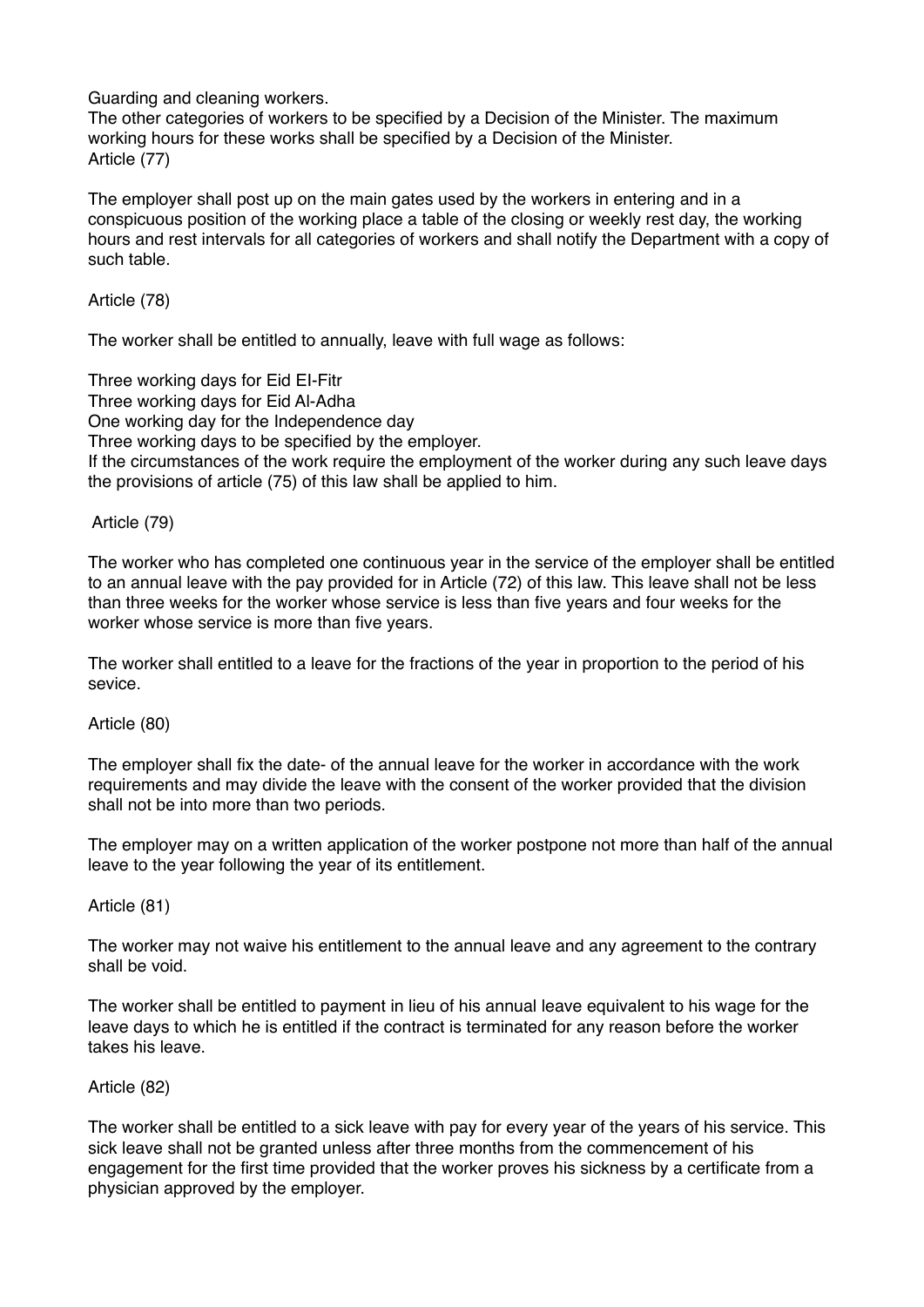Guarding and cleaning workers.

The other categories of workers to be specified by a Decision of the Minister. The maximum working hours for these works shall be specified by a Decision of the Minister.

Article (77)

The employer shall post up on the main gates used by the workers in entering and in a conspicuous position of the working place a table of the closing or weekly rest day, the working hours and rest intervals for all categories of workers and shall notify the Department with a copy of such table.

Article (78)

The worker shall be entitled to annually, leave with full wage as follows:

Three working days for Eid El-Fitr

Three working days for Eid Al-Adha

One working day for the Independence day

Three working days to be specified by the employer.

If the circumstances of the work require the employment of the worker during any such leave days the provisions of article (75) of this law shall be applied to him.

Article (79)

The worker who has completed one continuous year in the service of the employer shall be entitled to an annual leave with the pay provided for in Article (72) of this law. This leave shall not be less than three weeks for the worker whose service is less than five years and four weeks for the worker whose service is more than five years.

The worker shall entitled to a leave for the fractions of the year in proportion to the period of his sevice.

Article (80)

The employer shall fix the date- of the annual leave for the worker in accordance with the work requirements and may divide the leave with the consent of the worker provided that the division shall not be into more than two periods.

The employer may on a written application of the worker postpone not more than half of the annual leave to the year following the year of its entitlement.

Article (81)

The worker may not waive his entitlement to the annual leave and any agreement to the contrary shall be void.

The worker shall be entitled to payment in lieu of his annual leave equivalent to his wage for the leave days to which he is entitled if the contract is terminated for any reason before the worker takes his leave.

Article (82)

The worker shall be entitled to a sick leave with pay for every year of the years of his service. This sick leave shall not be granted unless after three months from the commencement of his engagement for the first time provided that the worker proves his sickness by a certificate from a physician approved by the employer.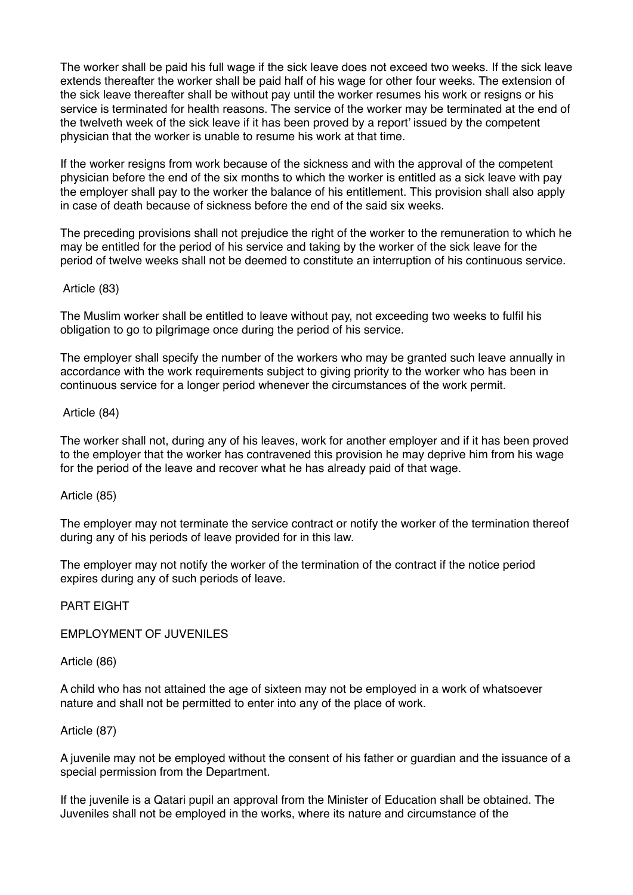The worker shall be paid his full wage if the sick leave does not exceed two weeks. If the sick leave extends thereafter the worker shall be paid half of his wage for other four weeks. The extension of the sick leave thereafter shall be without pay until the worker resumes his work or resigns or his service is terminated for health reasons. The service of the worker may be terminated at the end of the twelveth week of the sick leave if it has been proved by a report' issued by the competent physician that the worker is unable to resume his work at that time.

If the worker resigns from work because of the sickness and with the approval of the competent physician before the end of the six months to which the worker is entitled as a sick leave with pay the employer shall pay to the worker the balance of his entitlement. This provision shall also apply in case of death because of sickness before the end of the said six weeks.

The preceding provisions shall not prejudice the right of the worker to the remuneration to which he may be entitled for the period of his service and taking by the worker of the sick leave for the period of twelve weeks shall not be deemed to constitute an interruption of his continuous service.

Article (83)

The Muslim worker shall be entitled to leave without pay, not exceeding two weeks to fulfil his obligation to go to pilgrimage once during the period of his service.

The employer shall specify the number of the workers who may be granted such leave annually in accordance with the work requirements subject to giving priority to the worker who has been in continuous service for a longer period whenever the circumstances of the work permit.

Article (84)

The worker shall not, during any of his leaves, work for another employer and if it has been proved to the employer that the worker has contravened this provision he may deprive him from his wage for the period of the leave and recover what he has already paid of that wage.

Article (85)

The employer may not terminate the service contract or notify the worker of the termination thereof during any of his periods of leave provided for in this law.

The employer may not notify the worker of the termination of the contract if the notice period expires during any of such periods of leave.

## PART EIGHT

## EMPLOYMENT OF JUVENILES

Article (86)

A child who has not attained the age of sixteen may not be employed in a work of whatsoever nature and shall not be permitted to enter into any of the place of work.

Article (87)

A juvenile may not be employed without the consent of his father or guardian and the issuance of a special permission from the Department.

If the juvenile is a Qatari pupil an approval from the Minister of Education shall be obtained. The Juveniles shall not be employed in the works, where its nature and circumstance of the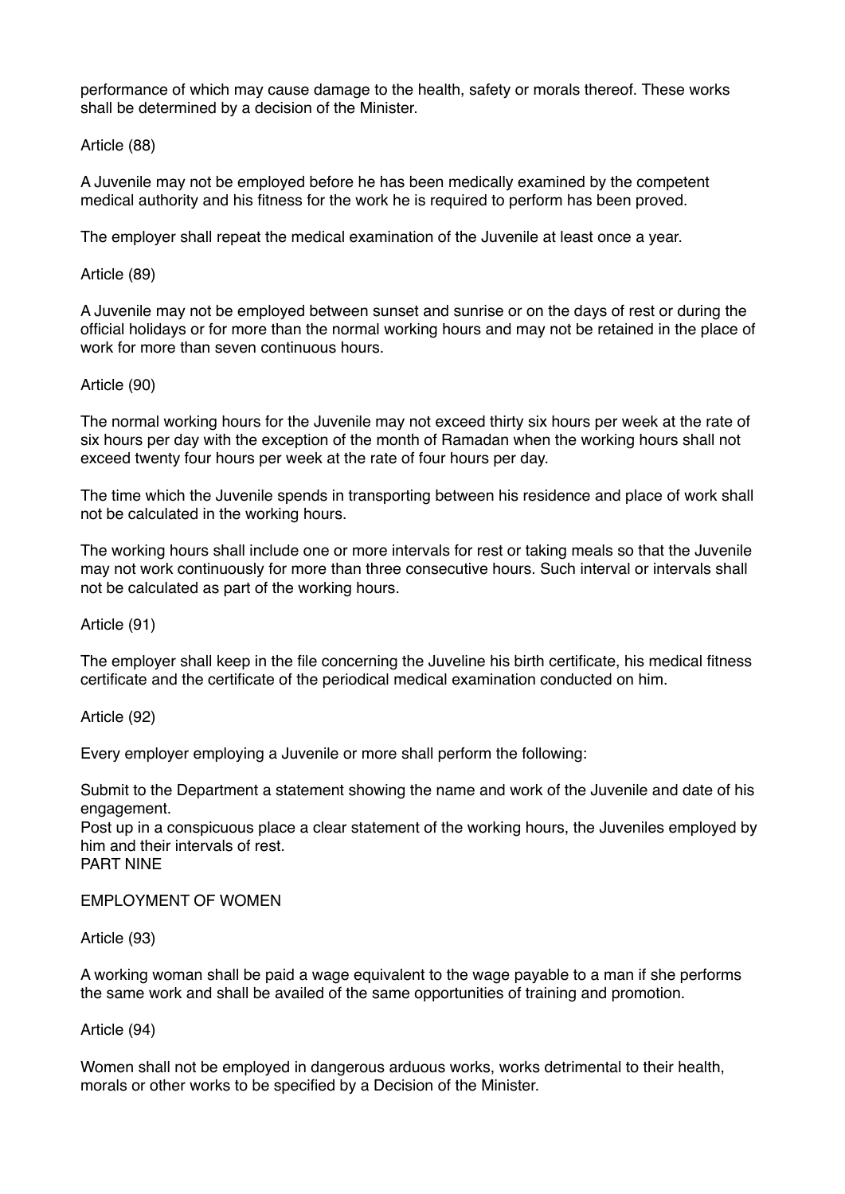performance of which may cause damage to the health, safety or morals thereof. These works shall be determined by a decision of the Minister.

Article (88)

A Juvenile may not be employed before he has been medically examined by the competent medical authority and his fitness for the work he is required to perform has been proved.

The employer shall repeat the medical examination of the Juvenile at least once a year.

Article (89)

A Juvenile may not be employed between sunset and sunrise or on the days of rest or during the official holidays or for more than the normal working hours and may not be retained in the place of work for more than seven continuous hours.

Article (90)

The normal working hours for the Juvenile may not exceed thirty six hours per week at the rate of six hours per day with the exception of the month of Ramadan when the working hours shall not exceed twenty four hours per week at the rate of four hours per day.

The time which the Juvenile spends in transporting between his residence and place of work shall not be calculated in the working hours.

The working hours shall include one or more intervals for rest or taking meals so that the Juvenile may not work continuously for more than three consecutive hours. Such interval or intervals shall not be calculated as part of the working hours.

Article (91)

The employer shall keep in the file concerning the Juveline his birth certificate, his medical fitness certificate and the certificate of the periodical medical examination conducted on him.

Article (92)

Every employer employing a Juvenile or more shall perform the following:

Submit to the Department a statement showing the name and work of the Juvenile and date of his engagement.
Post up in a conspicuous place a clear statement of the working hours, the Juveniles employed by him and their intervals of rest.

PART NINE

EMPLOYMENT OF WOMEN

Article (93)

A working woman shall be paid a wage equivalent to the wage payable to a man if she performs the same work and shall be availed of the same opportunities of training and promotion.

Article (94)

Women shall not be employed in dangerous arduous works, works detrimental to their health, morals or other works to be specified by a Decision of the Minister.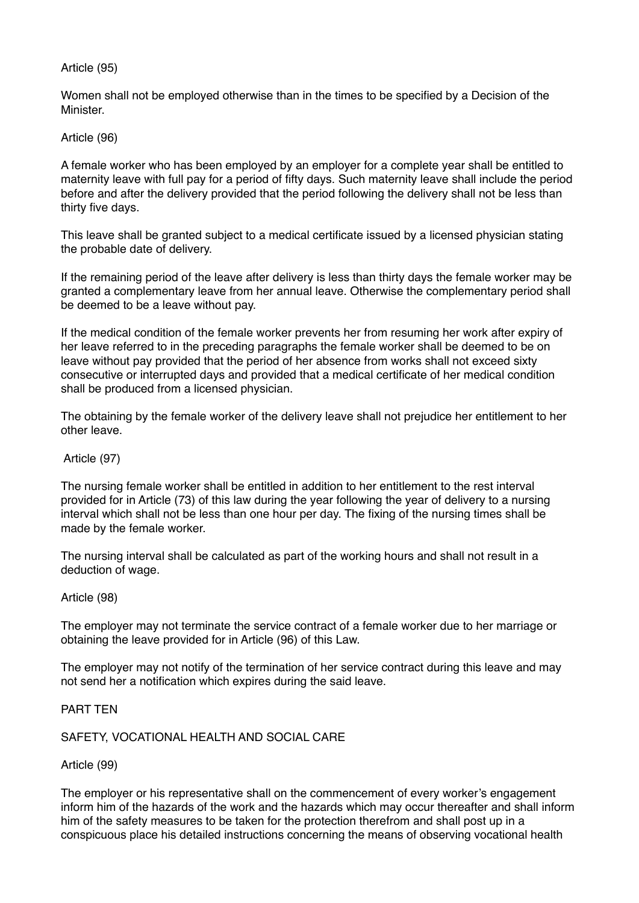Article (95)

Women shall not be employed otherwise than in the times to be specified by a Decision of the Minister.

Article (96)

A female worker who has been employed by an employer for a complete year shall be entitled to maternity leave with full pay for a period of fifty days. Such maternity leave shall include the period before and after the delivery provided that the period following the delivery shall not be less than thirty five days.

This leave shall be granted subject to a medical certificate issued by a licensed physician stating the probable date of delivery.

If the remaining period of the leave after delivery is less than thirty days the female worker may be granted a complementary leave from her annual leave. Otherwise the complementary period shall be deemed to be a leave without pay.

If the medical condition of the female worker prevents her from resuming her work after expiry of her leave referred to in the preceding paragraphs the female worker shall be deemed to be on leave without pay provided that the period of her absence from works shall not exceed sixty consecutive or interrupted days and provided that a medical certificate of her medical condition shall be produced from a licensed physician.

The obtaining by the female worker of the delivery leave shall not prejudice her entitlement to her other leave.

Article (97)

The nursing female worker shall be entitled in addition to her entitlement to the rest interval provided for in Article (73) of this law during the year following the year of delivery to a nursing interval which shall not be less than one hour per day. The fixing of the nursing times shall be made by the female worker.

The nursing interval shall be calculated as part of the working hours and shall not result in a deduction of wage.

Article (98)

The employer may not terminate the service contract of a female worker due to her marriage or obtaining the leave provided for in Article (96) of this Law.

The employer may not notify of the termination of her service contract during this leave and may not send her a notification which expires during the said leave.

PART TEN

SAFETY, VOCATIONAL HEALTH AND SOCIAL CARE

Article (99)

The employer or his representative shall on the commencement of every worker's engagement inform him of the hazards of the work and the hazards which may occur thereafter and shall inform him of the safety measures to be taken for the protection therefrom and shall post up in a conspicuous place his detailed instructions concerning the means of observing vocational health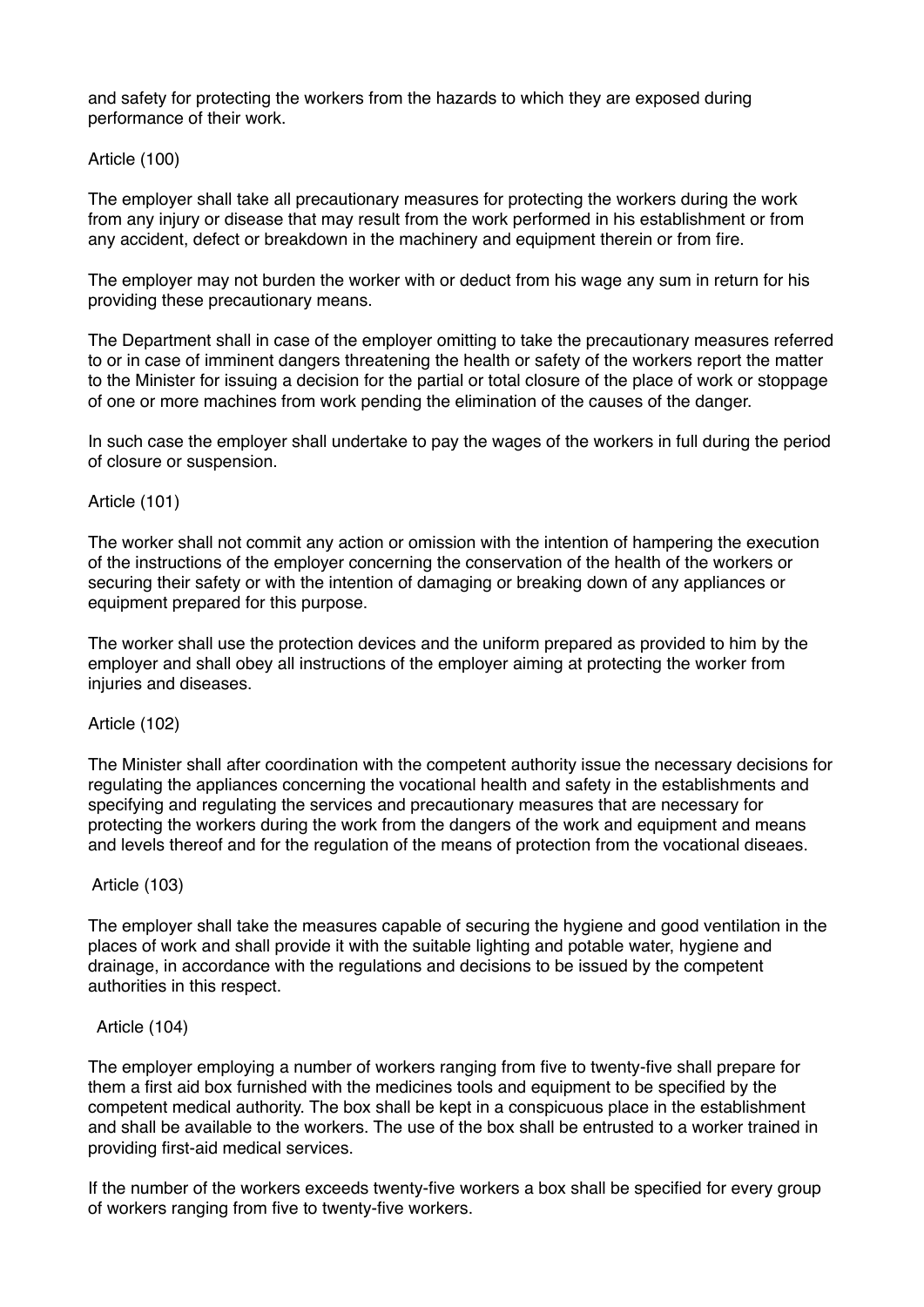and safety for protecting the workers from the hazards to which they are exposed during performance of their work.

Article (100)

The employer shall take all precautionary measures for protecting the workers during the work from any injury or disease that may result from the work performed in his establishment or from any accident, defect or breakdown in the machinery and equipment therein or from fire.

The employer may not burden the worker with or deduct from his wage any sum in return for his providing these precautionary means.

The Department shall in case of the employer omitting to take the precautionary measures referred to or in case of imminent dangers threatening the health or safety of the workers report the matter to the Minister for issuing a decision for the partial or total closure of the place of work or stoppage of one or more machines from work pending the elimination of the causes of the danger.

In such case the employer shall undertake to pay the wages of the workers in full during the period of closure or suspension.

Article (101)

The worker shall not commit any action or omission with the intention of hampering the execution of the instructions of the employer concerning the conservation of the health of the workers or securing their safety or with the intention of damaging or breaking down of any appliances or equipment prepared for this purpose.

The worker shall use the protection devices and the uniform prepared as provided to him by the employer and shall obey all instructions of the employer aiming at protecting the worker from injuries and diseases.

Article (102)

The Minister shall after coordination with the competent authority issue the necessary decisions for regulating the appliances concerning the vocational health and safety in the establishments and specifying and regulating the services and precautionary measures that are necessary for protecting the workers during the work from the dangers of the work and equipment and means and levels thereof and for the regulation of the means of protection from the vocational diseaes.

Article (103)

The employer shall take the measures capable of securing the hygiene and good ventilation in the places of work and shall provide it with the suitable lighting and potable water, hygiene and drainage, in accordance with the regulations and decisions to be issued by the competent authorities in this respect.

Article (104)

The employer employing a number of workers ranging from five to twenty-five shall prepare for them a first aid box furnished with the medicines tools and equipment to be specified by the competent medical authority. The box shall be kept in a conspicuous place in the establishment and shall be available to the workers. The use of the box shall be entrusted to a worker trained in providing first-aid medical services.

If the number of the workers exceeds twenty-five workers a box shall be specified for every group of workers ranging from five to twenty-five workers.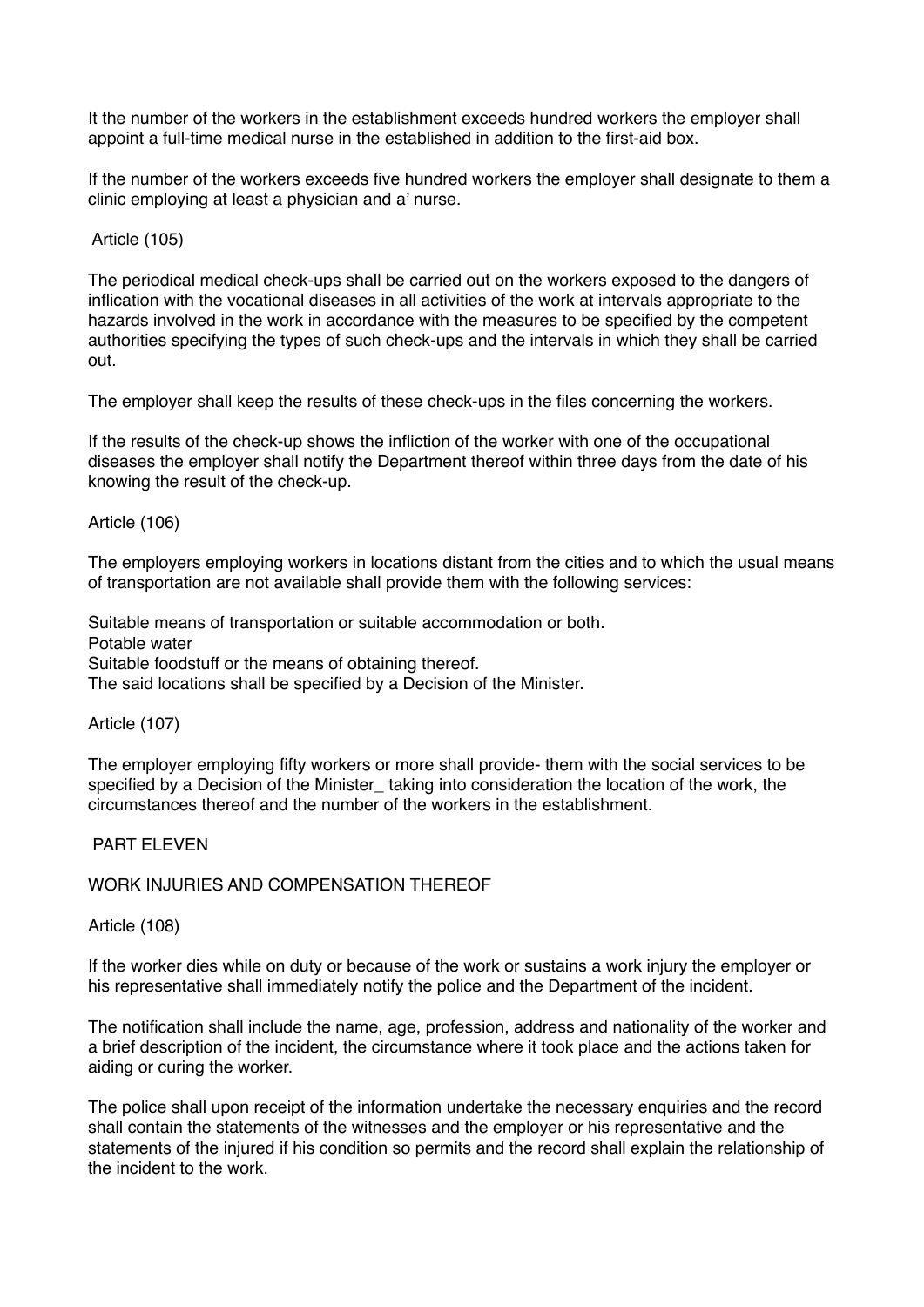It the number of the workers in the establishment exceeds hundred workers the employer shall appoint a full-time medical nurse in the established in addition to the first-aid box.

If the number of the workers exceeds five hundred workers the employer shall designate to them a clinic employing at least a physician and a' nurse.

Article (105)

The periodical medical check-ups shall be carried out on the workers exposed to the dangers of inflication with the vocational diseases in all activities of the work at intervals appropriate to the hazards involved in the work in accordance with the measures to be specified by the competent authorities specifying the types of such check-ups and the intervals in which they shall be carried out.

The employer shall keep the results of these check-ups in the files concerning the workers.

If the results of the check-up shows the infliction of the worker with one of the occupational diseases the employer shall notify the Department thereof within three days from the date of his knowing the result of the check-up.

Article (106)

The employers employing workers in locations distant from the cities and to which the usual means of transportation are not available shall provide them with the following services:

Suitable means of transportation or suitable accommodation or both.
Potable water
Suitable foodstuff or the means of obtaining thereof.
The said locations shall be specified by a Decision of the Minister.

Article (107)

The employer employing fifty workers or more shall provide- them with the social services to be specified by a Decision of the Minister_ taking into consideration the location of the work, the circumstances thereof and the number of the workers in the establishment.

PART ELEVEN

WORK INJURIES AND COMPENSATION THEREOF

Article (108)

If the worker dies while on duty or because of the work or sustains a work injury the employer or his representative shall immediately notify the police and the Department of the incident.

The notification shall include the name, age, profession, address and nationality of the worker and a brief description of the incident, the circumstance where it took place and the actions taken for aiding or curing the worker.

The police shall upon receipt of the information undertake the necessary enquiries and the record shall contain the statements of the witnesses and the employer or his representative and the statements of the injured if his condition so permits and the record shall explain the relationship of the incident to the work.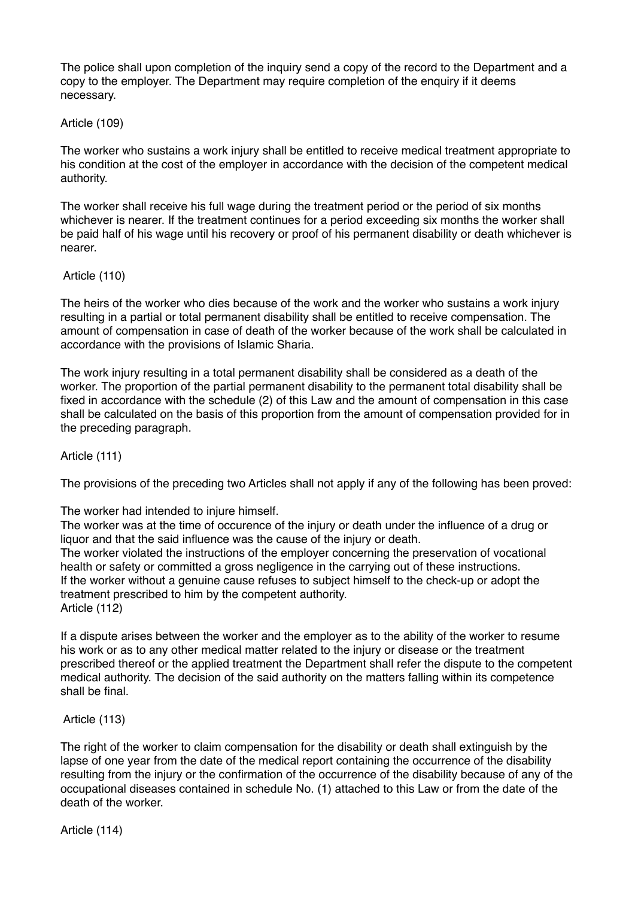The police shall upon completion of the inquiry send a copy of the record to the Department and a copy to the employer. The Department may require completion of the enquiry if it deems necessary.

Article (109)

The worker who sustains a work injury shall be entitled to receive medical treatment appropriate to his condition at the cost of the employer in accordance with the decision of the competent medical authority.

The worker shall receive his full wage during the treatment period or the period of six months whichever is nearer. If the treatment continues for a period exceeding six months the worker shall be paid half of his wage until his recovery or proof of his permanent disability or death whichever is nearer.

Article (110)

The heirs of the worker who dies because of the work and the worker who sustains a work injury resulting in a partial or total permanent disability shall be entitled to receive compensation. The amount of compensation in case of death of the worker because of the work shall be calculated in accordance with the provisions of Islamic Sharia.

The work injury resulting in a total permanent disability shall be considered as a death of the worker. The proportion of the partial permanent disability to the permanent total disability shall be fixed in accordance with the schedule (2) of this Law and the amount of compensation in this case shall be calculated on the basis of this proportion from the amount of compensation provided for in the preceding paragraph.

Article (111)

The provisions of the preceding two Articles shall not apply if any of the following has been proved:

The worker had intended to injure himself.
The worker was at the time of occurence of the injury or death under the influence of a drug or liquor and that the said influence was the cause of the injury or death.
The worker violated the instructions of the employer concerning the preservation of vocational health or safety or committed a gross negligence in the carrying out of these instructions.
If the worker without a genuine cause refuses to subject himself to the check-up or adopt the treatment prescribed to him by the competent authority.

Article (112)

If a dispute arises between the worker and the employer as to the ability of the worker to resume his work or as to any other medical matter related to the injury or disease or the treatment prescribed thereof or the applied treatment the Department shall refer the dispute to the competent medical authority. The decision of the said authority on the matters falling within its competence shall be final.

Article (113)

The right of the worker to claim compensation for the disability or death shall extinguish by the lapse of one year from the date of the medical report containing the occurrence of the disability resulting from the injury or the confirmation of the occurrence of the disability because of any of the occupational diseases contained in schedule No. (1) attached to this Law or from the date of the death of the worker.

Article (114)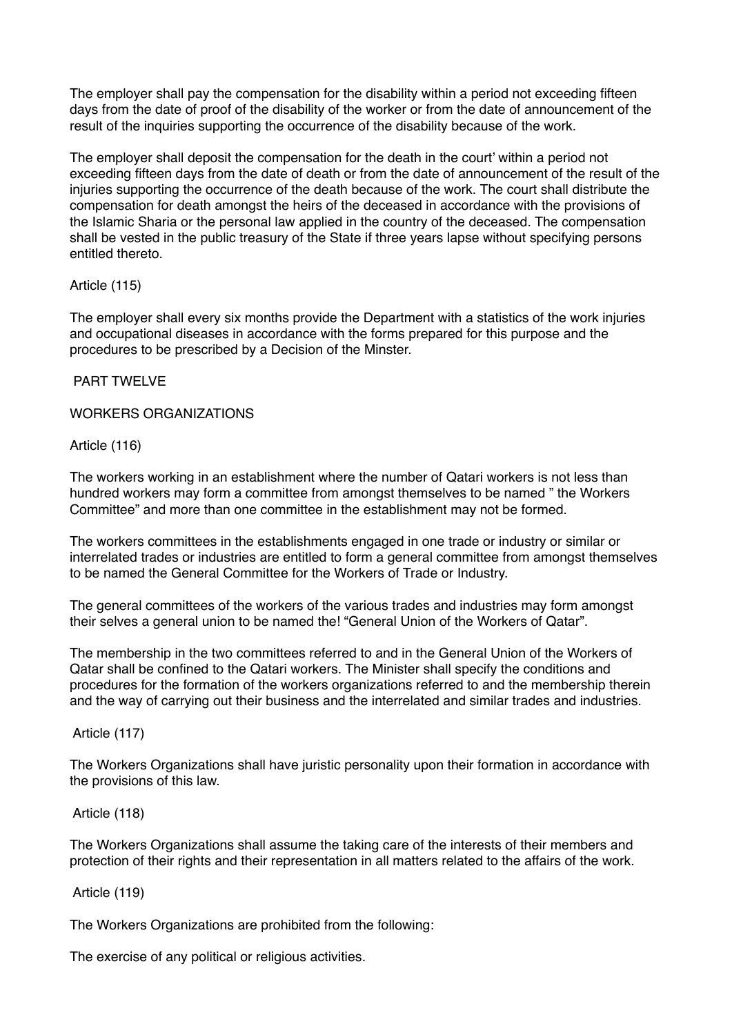The employer shall pay the compensation for the disability within a period not exceeding fifteen days from the date of proof of the disability of the worker or from the date of announcement of the result of the inquiries supporting the occurrence of the disability because of the work.

The employer shall deposit the compensation for the death in the court' within a period not exceeding fifteen days from the date of death or from the date of announcement of the result of the injuries supporting the occurrence of the death because of the work. The court shall distribute the compensation for death amongst the heirs of the deceased in accordance with the provisions of the Islamic Sharia or the personal law applied in the country of the deceased. The compensation shall be vested in the public treasury of the State if three years lapse without specifying persons entitled thereto.

Article (115)

The employer shall every six months provide the Department with a statistics of the work injuries and occupational diseases in accordance with the forms prepared for this purpose and the procedures to be prescribed by a Decision of the Minster.

## PART TWELVE

## WORKERS ORGANIZATIONS

Article (116)

The workers working in an establishment where the number of Qatari workers is not less than hundred workers may form a committee from amongst themselves to be named " the Workers Committee" and more than one committee in the establishment may not be formed.

The workers committees in the establishments engaged in one trade or industry or similar or interrelated trades or industries are entitled to form a general committee from amongst themselves to be named the General Committee for the Workers of Trade or Industry.

The general committees of the workers of the various trades and industries may form amongst their selves a general union to be named the! "General Union of the Workers of Qatar".

The membership in the two committees referred to and in the General Union of the Workers of Qatar shall be confined to the Qatari workers. The Minister shall specify the conditions and procedures for the formation of the workers organizations referred to and the membership therein and the way of carrying out their business and the interrelated and similar trades and industries.

Article (117)

The Workers Organizations shall have juristic personality upon their formation in accordance with the provisions of this law.

Article (118)

The Workers Organizations shall assume the taking care of the interests of their members and protection of their rights and their representation in all matters related to the affairs of the work.

Article (119)

The Workers Organizations are prohibited from the following:

The exercise of any political or religious activities.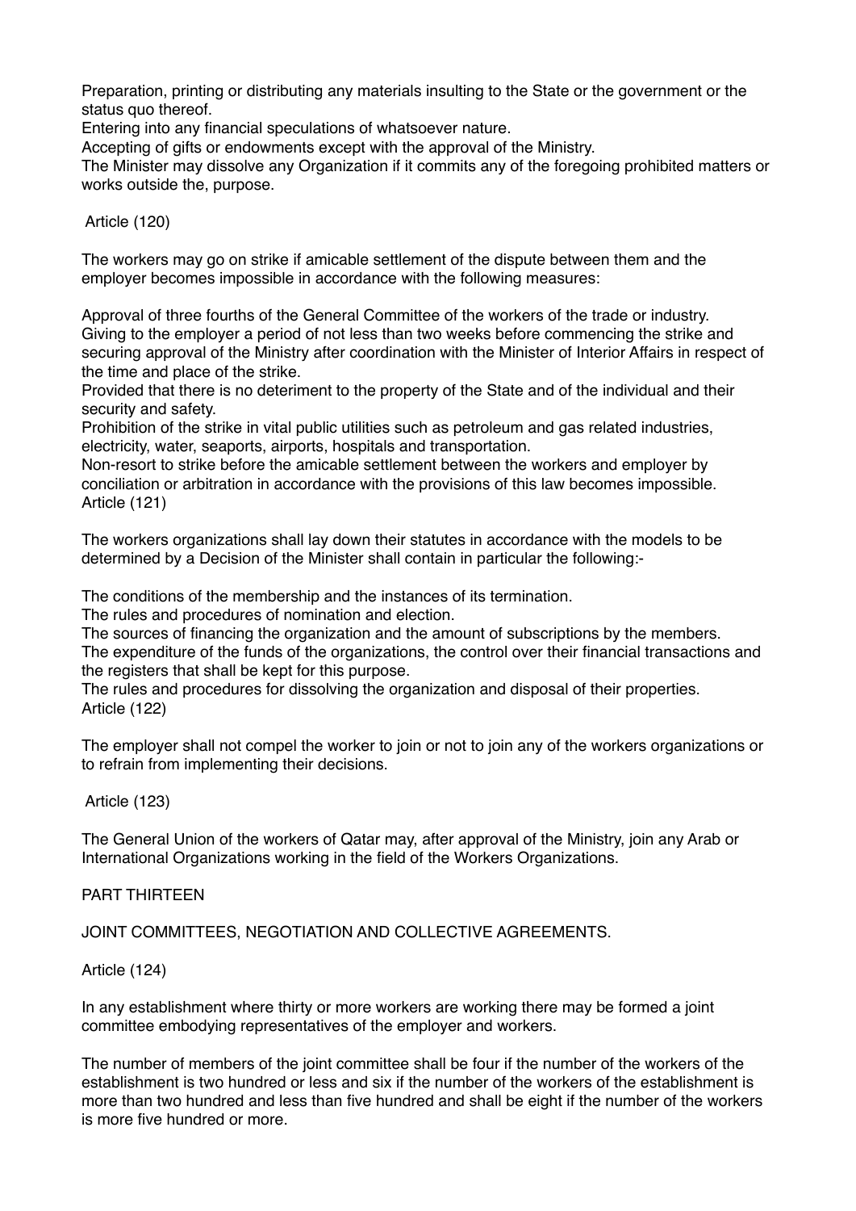Preparation, printing or distributing any materials insulting to the State or the government or the status quo thereof.

Entering into any financial speculations of whatsoever nature.

Accepting of gifts or endowments except with the approval of the Ministry.

The Minister may dissolve any Organization if it commits any of the foregoing prohibited matters or works outside the, purpose.

Article (120)

The workers may go on strike if amicable settlement of the dispute between them and the employer becomes impossible in accordance with the following measures:

Approval of three fourths of the General Committee of the workers of the trade or industry.

Giving to the employer a period of not less than two weeks before commencing the strike and securing approval of the Ministry after coordination with the Minister of Interior Affairs in respect of the time and place of the strike.

Provided that there is no deteriment to the property of the State and of the individual and their security and safety.

Prohibition of the strike in vital public utilities such as petroleum and gas related industries, electricity, water, seaports, airports, hospitals and transportation.

Non-resort to strike before the amicable settlement between the workers and employer by conciliation or arbitration in accordance with the provisions of this law becomes impossible.

Article (121)

The workers organizations shall lay down their statutes in accordance with the models to be determined by a Decision of the Minister shall contain in particular the following:-

The conditions of the membership and the instances of its termination.

The rules and procedures of nomination and election.

The sources of financing the organization and the amount of subscriptions by the members.

The expenditure of the funds of the organizations, the control over their financial transactions and the registers that shall be kept for this purpose.

The rules and procedures for dissolving the organization and disposal of their properties.

Article (122)

The employer shall not compel the worker to join or not to join any of the workers organizations or to refrain from implementing their decisions.

Article (123)

The General Union of the workers of Qatar may, after approval of the Ministry, join any Arab or International Organizations working in the field of the Workers Organizations.

## PART THIRTEEN

## JOINT COMMITTEES, NEGOTIATION AND COLLECTIVE AGREEMENTS.

Article (124)

In any establishment where thirty or more workers are working there may be formed a joint committee embodying representatives of the employer and workers.

The number of members of the joint committee shall be four if the number of the workers of the establishment is two hundred or less and six if the number of the workers of the establishment is more than two hundred and less than five hundred and shall be eight if the number of the workers is more five hundred or more.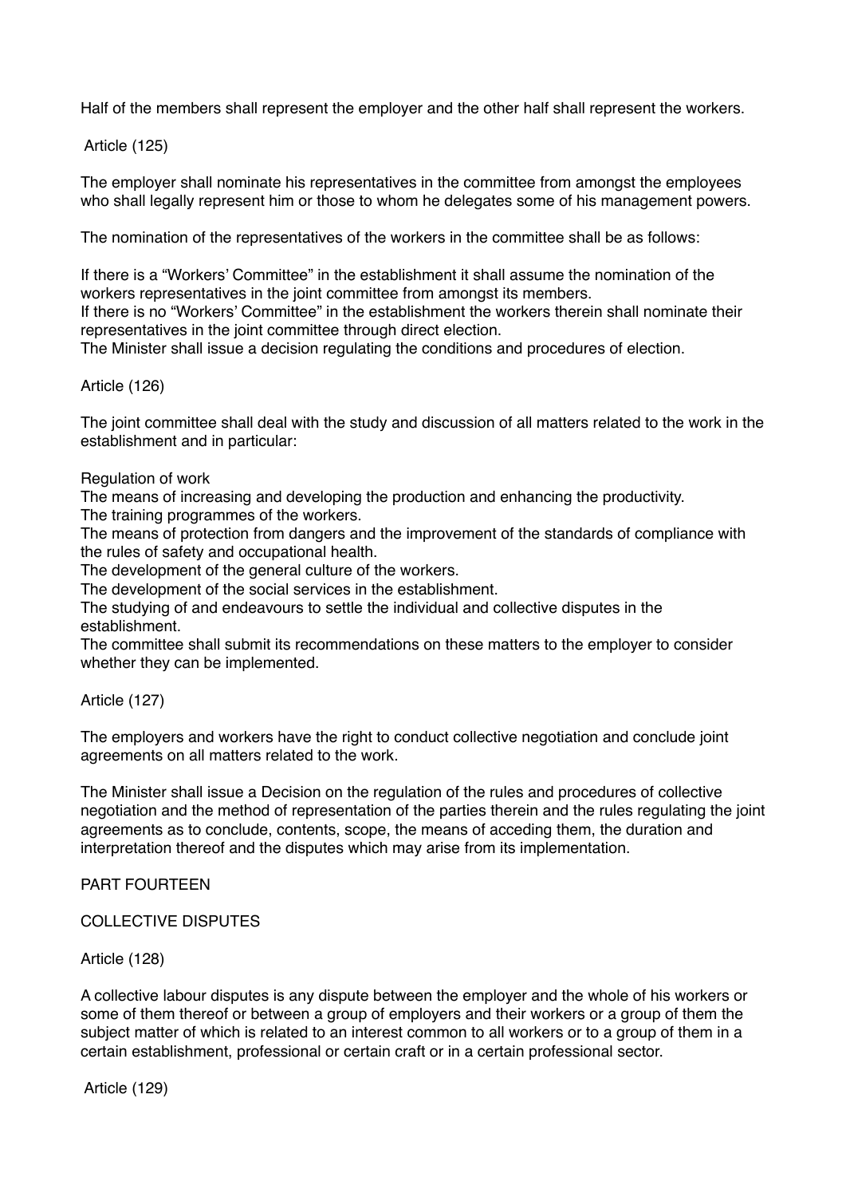Half of the members shall represent the employer and the other half shall represent the workers.

Article (125)

The employer shall nominate his representatives in the committee from amongst the employees who shall legally represent him or those to whom he delegates some of his management powers.

The nomination of the representatives of the workers in the committee shall be as follows:

If there is a "Workers' Committee" in the establishment it shall assume the nomination of the workers representatives in the joint committee from amongst its members.
If there is no "Workers' Committee" in the establishment the workers therein shall nominate their representatives in the joint committee through direct election.
The Minister shall issue a decision regulating the conditions and procedures of election.

Article (126)

The joint committee shall deal with the study and discussion of all matters related to the work in the establishment and in particular:

Regulation of work
The means of increasing and developing the production and enhancing the productivity.
The training programmes of the workers.
The means of protection from dangers and the improvement of the standards of compliance with the rules of safety and occupational health.
The development of the general culture of the workers.
The development of the social services in the establishment.
The studying of and endeavours to settle the individual and collective disputes in the establishment.
The committee shall submit its recommendations on these matters to the employer to consider whether they can be implemented.

Article (127)

The employers and workers have the right to conduct collective negotiation and conclude joint agreements on all matters related to the work.

The Minister shall issue a Decision on the regulation of the rules and procedures of collective negotiation and the method of representation of the parties therein and the rules regulating the joint agreements as to conclude, contents, scope, the means of acceding them, the duration and interpretation thereof and the disputes which may arise from its implementation.

PART FOURTEEN

COLLECTIVE DISPUTES

Article (128)

A collective labour disputes is any dispute between the employer and the whole of his workers or some of them thereof or between a group of employers and their workers or a group of them the subject matter of which is related to an interest common to all workers or to a group of them in a certain establishment, professional or certain craft or in a certain professional sector.

Article (129)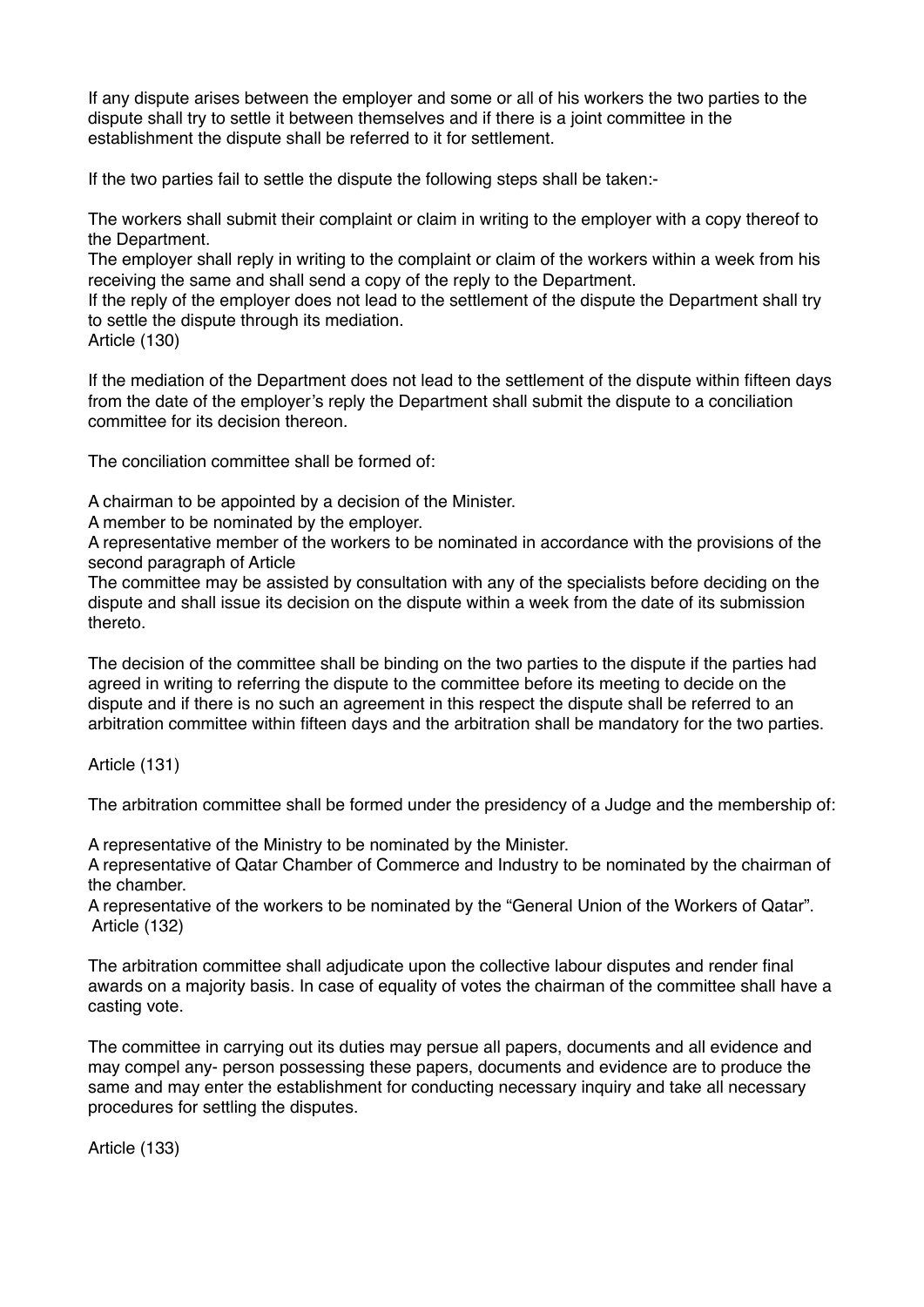If any dispute arises between the employer and some or all of his workers the two parties to the dispute shall try to settle it between themselves and if there is a joint committee in the establishment the dispute shall be referred to it for settlement.

If the two parties fail to settle the dispute the following steps shall be taken:-

The workers shall submit their complaint or claim in writing to the employer with a copy thereof to the Department.
The employer shall reply in writing to the complaint or claim of the workers within a week from his receiving the same and shall send a copy of the reply to the Department.
If the reply of the employer does not lead to the settlement of the dispute the Department shall try to settle the dispute through its mediation.
Article (130)

If the mediation of the Department does not lead to the settlement of the dispute within fifteen days from the date of the employer's reply the Department shall submit the dispute to a conciliation committee for its decision thereon.

The conciliation committee shall be formed of:

A chairman to be appointed by a decision of the Minister.
A member to be nominated by the employer.
A representative member of the workers to be nominated in accordance with the provisions of the second paragraph of Article
The committee may be assisted by consultation with any of the specialists before deciding on the dispute and shall issue its decision on the dispute within a week from the date of its submission thereto.

The decision of the committee shall be binding on the two parties to the dispute if the parties had agreed in writing to referring the dispute to the committee before its meeting to decide on the dispute and if there is no such an agreement in this respect the dispute shall be referred to an arbitration committee within fifteen days and the arbitration shall be mandatory for the two parties.

Article (131)

The arbitration committee shall be formed under the presidency of a Judge and the membership of:

A representative of the Ministry to be nominated by the Minister.
A representative of Qatar Chamber of Commerce and Industry to be nominated by the chairman of the chamber.
A representative of the workers to be nominated by the "General Union of the Workers of Qatar".
Article (132)

The arbitration committee shall adjudicate upon the collective labour disputes and render final awards on a majority basis. In case of equality of votes the chairman of the committee shall have a casting vote.

The committee in carrying out its duties may persue all papers, documents and all evidence and may compel any- person possessing these papers, documents and evidence are to produce the same and may enter the establishment for conducting necessary inquiry and take all necessary procedures for settling the disputes.

Article (133)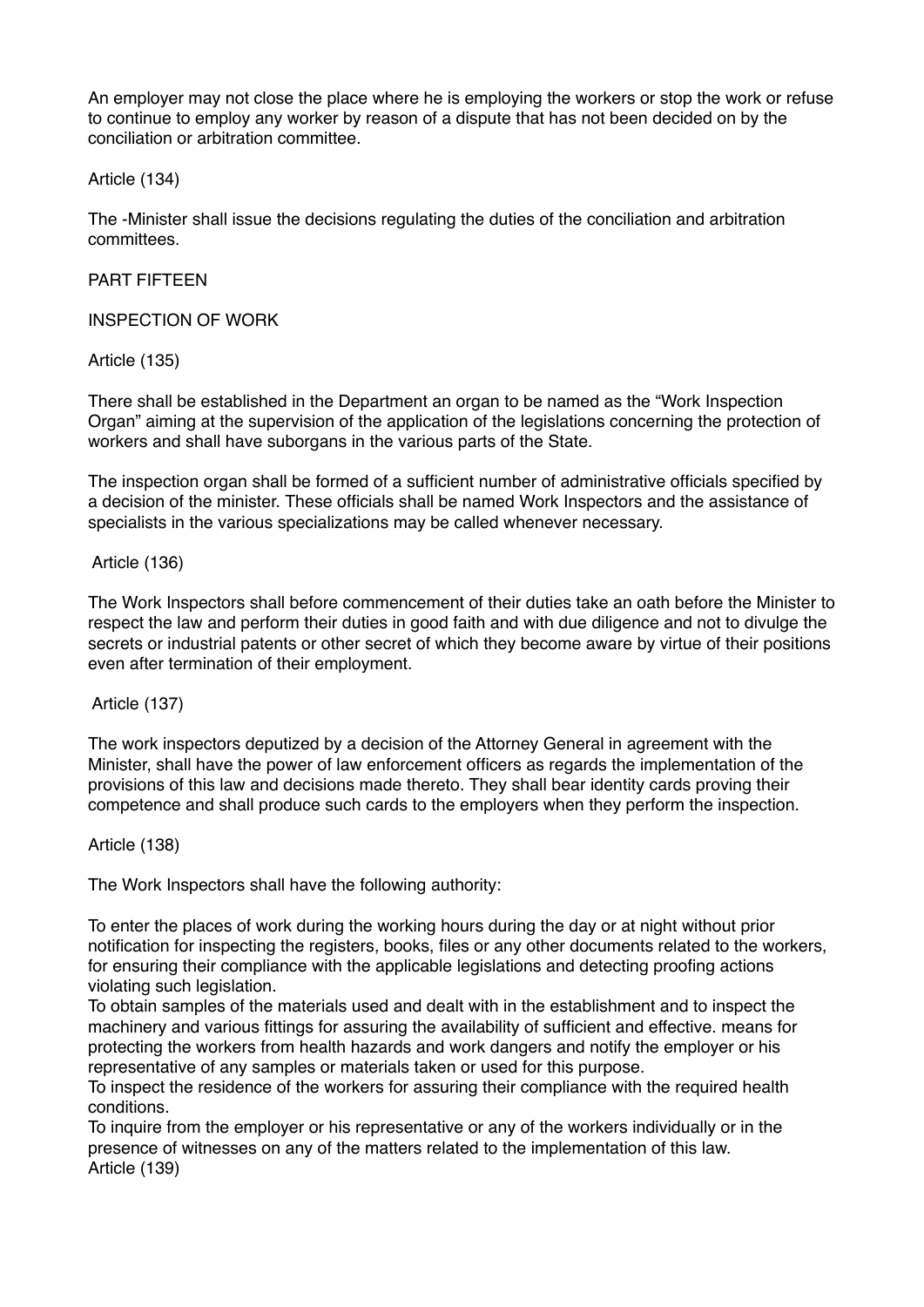An employer may not close the place where he is employing the workers or stop the work or refuse to continue to employ any worker by reason of a dispute that has not been decided on by the conciliation or arbitration committee.

Article (134)

The -Minister shall issue the decisions regulating the duties of the conciliation and arbitration committees.

## PART FIFTEEN

## INSPECTION OF WORK

Article (135)

There shall be established in the Department an organ to be named as the "Work Inspection Organ" aiming at the supervision of the application of the legislations concerning the protection of workers and shall have suborgans in the various parts of the State.

The inspection organ shall be formed of a sufficient number of administrative officials specified by a decision of the minister. These officials shall be named Work Inspectors and the assistance of specialists in the various specializations may be called whenever necessary.

Article (136)

The Work Inspectors shall before commencement of their duties take an oath before the Minister to respect the law and perform their duties in good faith and with due diligence and not to divulge the secrets or industrial patents or other secret of which they become aware by virtue of their positions even after termination of their employment.

Article (137)

The work inspectors deputized by a decision of the Attorney General in agreement with the Minister, shall have the power of law enforcement officers as regards the implementation of the provisions of this law and decisions made thereto. They shall bear identity cards proving their competence and shall produce such cards to the employers when they perform the inspection.

Article (138)

The Work Inspectors shall have the following authority:

To enter the places of work during the working hours during the day or at night without prior notification for inspecting the registers, books, files or any other documents related to the workers, for ensuring their compliance with the applicable legislations and detecting proofing actions violating such legislation.

To obtain samples of the materials used and dealt with in the establishment and to inspect the machinery and various fittings for assuring the availability of sufficient and effective. means for protecting the workers from health hazards and work dangers and notify the employer or his representative of any samples or materials taken or used for this purpose.

To inspect the residence of the workers for assuring their compliance with the required health conditions.

To inquire from the employer or his representative or any of the workers individually or in the presence of witnesses on any of the matters related to the implementation of this law.

Article (139)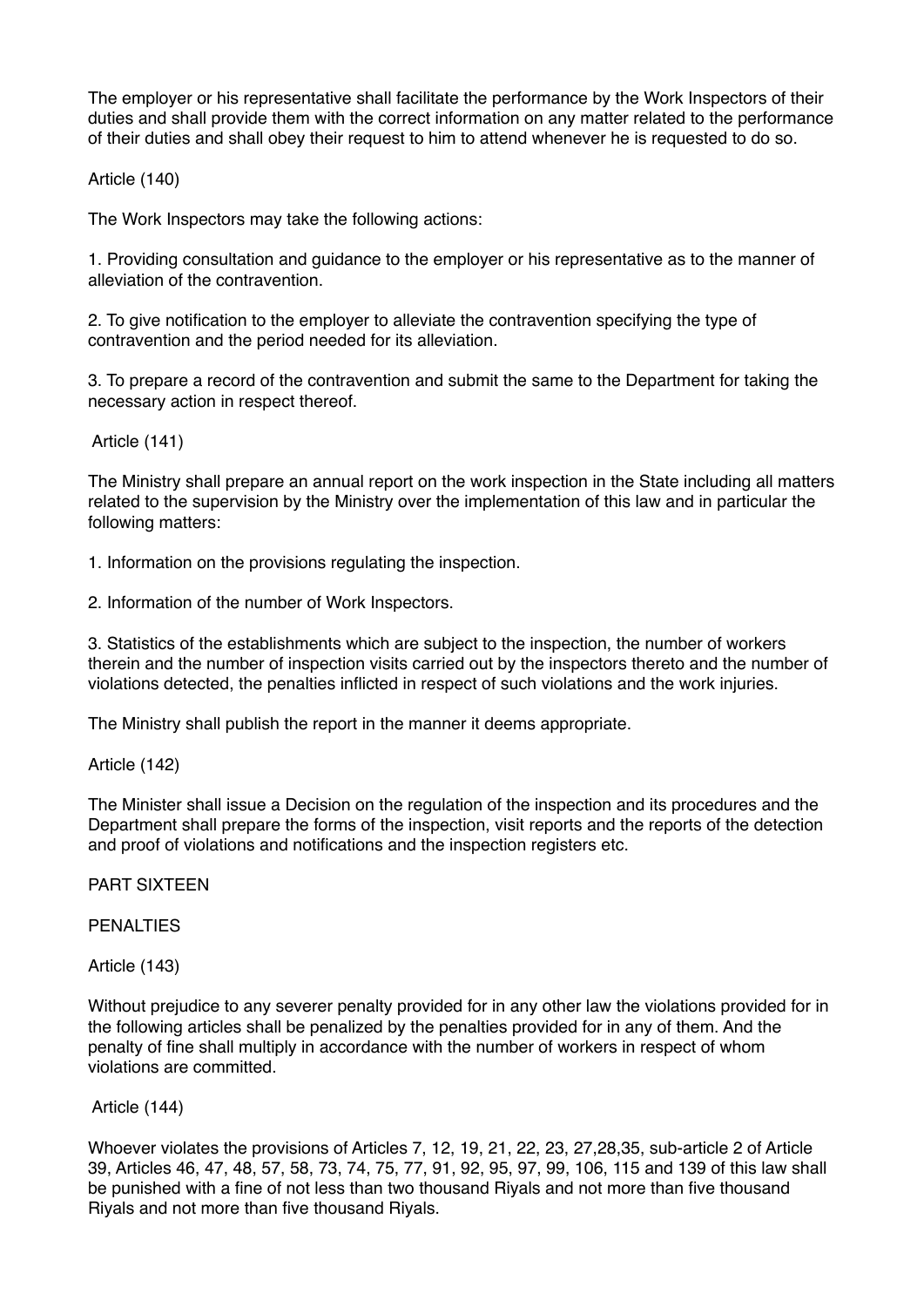The employer or his representative shall facilitate the performance by the Work Inspectors of their duties and shall provide them with the correct information on any matter related to the performance of their duties and shall obey their request to him to attend whenever he is requested to do so.

Article (140)

The Work Inspectors may take the following actions:

1. Providing consultation and guidance to the employer or his representative as to the manner of alleviation of the contravention.

2. To give notification to the employer to alleviate the contravention specifying the type of contravention and the period needed for its alleviation.

3. To prepare a record of the contravention and submit the same to the Department for taking the necessary action in respect thereof.

Article (141)

The Ministry shall prepare an annual report on the work inspection in the State including all matters related to the supervision by the Ministry over the implementation of this law and in particular the following matters:

1. Information on the provisions regulating the inspection.

2. Information of the number of Work Inspectors.

3. Statistics of the establishments which are subject to the inspection, the number of workers therein and the number of inspection visits carried out by the inspectors thereto and the number of violations detected, the penalties inflicted in respect of such violations and the work injuries.

The Ministry shall publish the report in the manner it deems appropriate.

Article (142)

The Minister shall issue a Decision on the regulation of the inspection and its procedures and the Department shall prepare the forms of the inspection, visit reports and the reports of the detection and proof of violations and notifications and the inspection registers etc.

PART SIXTEEN

PENALTIES

Article (143)

Without prejudice to any severer penalty provided for in any other law the violations provided for in the following articles shall be penalized by the penalties provided for in any of them. And the penalty of fine shall multiply in accordance with the number of workers in respect of whom violations are committed.

Article (144)

Whoever violates the provisions of Articles 7, 12, 19, 21, 22, 23, 27,28,35, sub-article 2 of Article 39, Articles 46, 47, 48, 57, 58, 73, 74, 75, 77, 91, 92, 95, 97, 99, 106, 115 and 139 of this law shall be punished with a fine of not less than two thousand Riyals and not more than five thousand Riyals and not more than five thousand Riyals.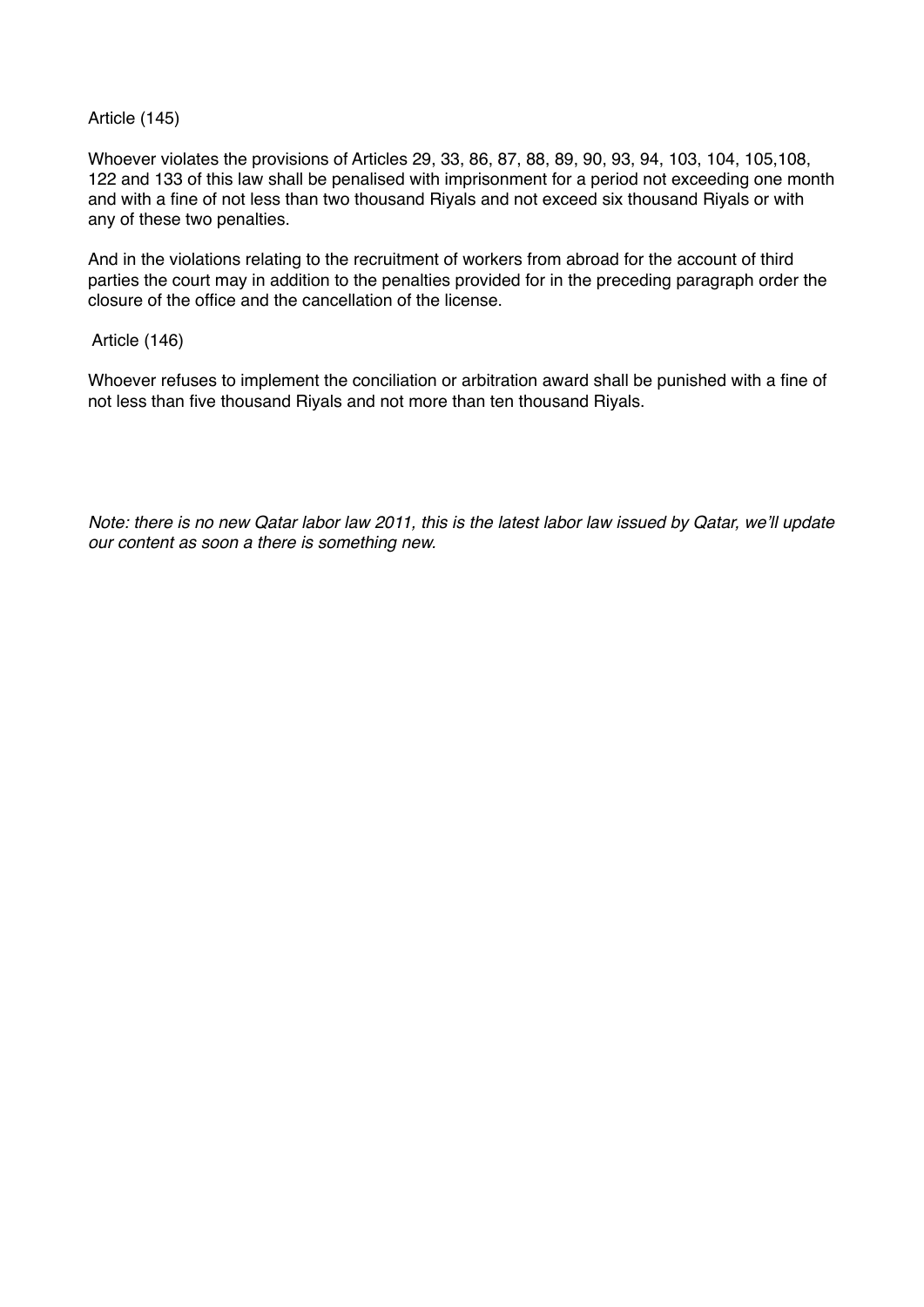Article (145)

Whoever violates the provisions of Articles 29, 33, 86, 87, 88, 89, 90, 93, 94, 103, 104, 105,108, 122 and 133 of this law shall be penalised with imprisonment for a period not exceeding one month and with a fine of not less than two thousand Riyals and not exceed six thousand Riyals or with any of these two penalties.

And in the violations relating to the recruitment of workers from abroad for the account of third parties the court may in addition to the penalties provided for in the preceding paragraph order the closure of the office and the cancellation of the license.

Article (146)

Whoever refuses to implement the conciliation or arbitration award shall be punished with a fine of not less than five thousand Riyals and not more than ten thousand Riyals.

*Note: there is no new Qatar labor law 2011, this is the latest labor law issued by Qatar, we'll update our content as soon a there is something new.*